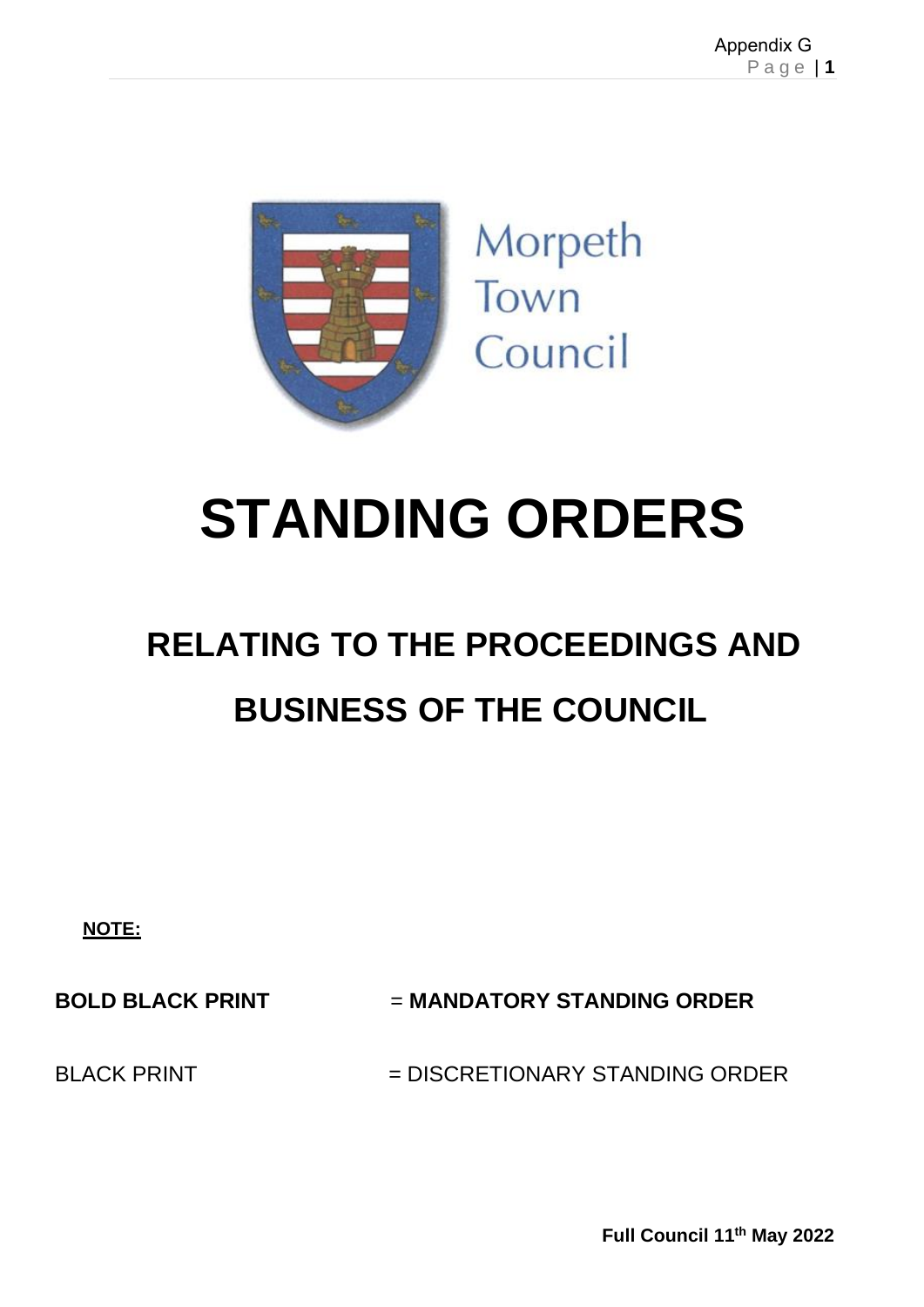Morpeth
Town
Council

# STANDING ORDERS

## RELATING TO THE PROCEEDINGS AND BUSINESS OF THE COUNCIL

**NOTE:**

| | |
|---|---|
| **BOLD BLACK PRINT** | = **MANDATORY STANDING ORDER** |
| BLACK PRINT | = DISCRETIONARY STANDING ORDER |

**Full Council 11th May 2022**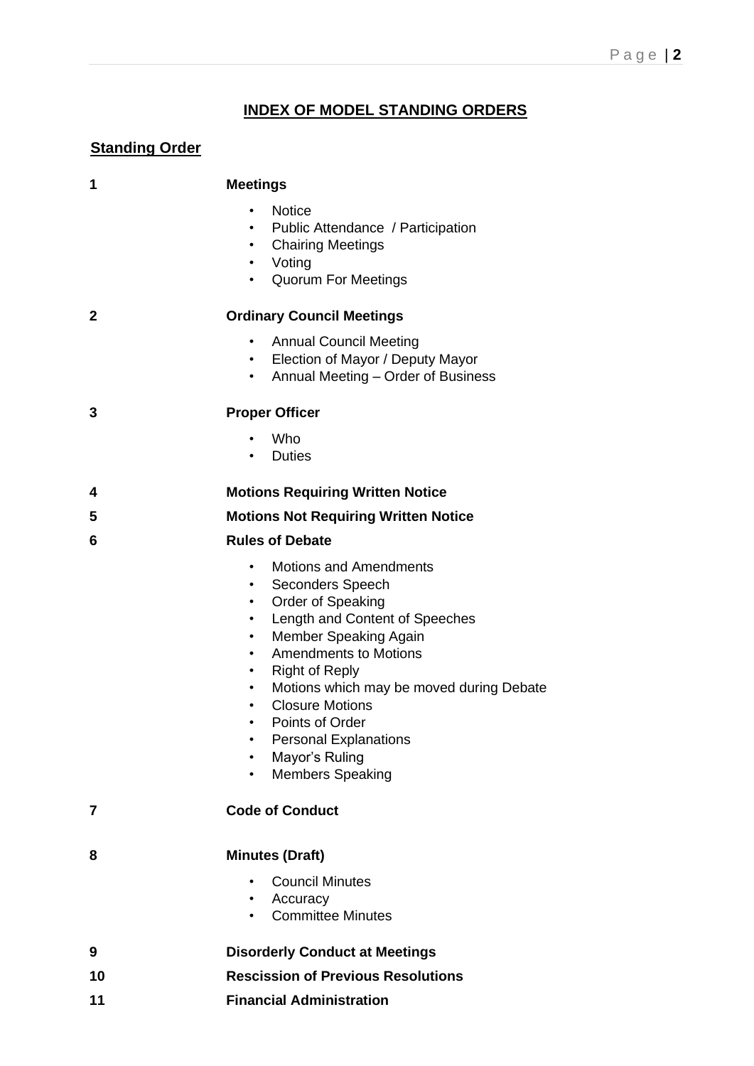# INDEX OF MODEL STANDING ORDERS

**Standing Order**

**1** **Meetings**

- Notice
- Public Attendance / Participation
- Chairing Meetings
- Voting
- Quorum For Meetings

**2** **Ordinary Council Meetings**

- Annual Council Meeting
- Election of Mayor / Deputy Mayor
- Annual Meeting – Order of Business

**3** **Proper Officer**

- Who
- Duties

**4** **Motions Requiring Written Notice**

**5** **Motions Not Requiring Written Notice**

**6** **Rules of Debate**

- Motions and Amendments
- Seconders Speech
- Order of Speaking
- Length and Content of Speeches
- Member Speaking Again
- Amendments to Motions
- Right of Reply
- Motions which may be moved during Debate
- Closure Motions
- Points of Order
- Personal Explanations
- Mayor's Ruling
- Members Speaking

**7** **Code of Conduct**

**8** **Minutes (Draft)**

- Council Minutes
- Accuracy
- Committee Minutes

**9** **Disorderly Conduct at Meetings**

**10** **Rescission of Previous Resolutions**

**11** **Financial Administration**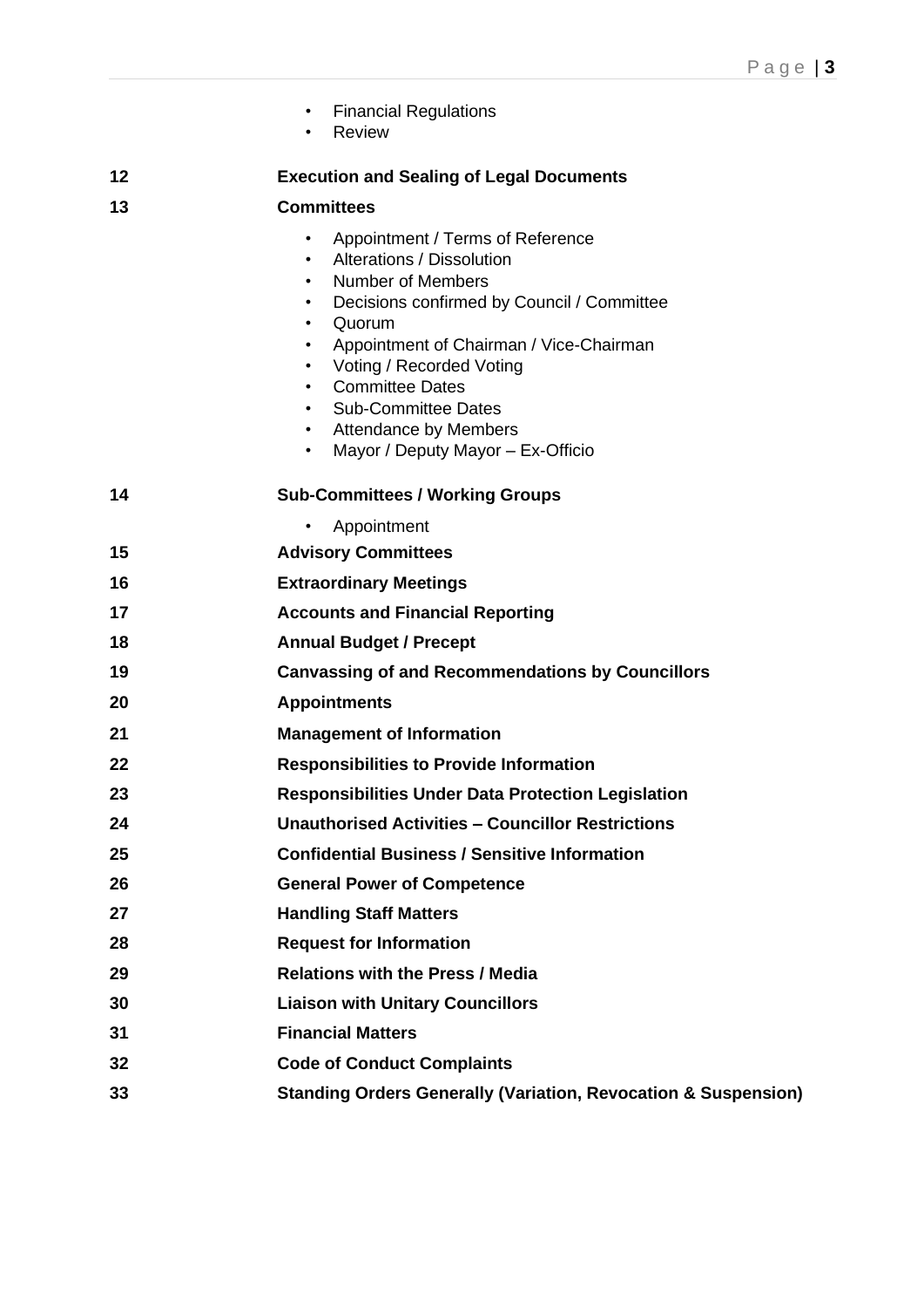- Financial Regulations
- Review

**12** **Execution and Sealing of Legal Documents**

**13** **Committees**

- Appointment / Terms of Reference
- Alterations / Dissolution
- Number of Members
- Decisions confirmed by Council / Committee
- Quorum
- Appointment of Chairman / Vice-Chairman
- Voting / Recorded Voting
- Committee Dates
- Sub-Committee Dates
- Attendance by Members
- Mayor / Deputy Mayor – Ex-Officio

**14** **Sub-Committees / Working Groups**

- Appointment

**15** **Advisory Committees**

**16** **Extraordinary Meetings**

**17** **Accounts and Financial Reporting**

**18** **Annual Budget / Precept**

**19** **Canvassing of and Recommendations by Councillors**

**20** **Appointments**

**21** **Management of Information**

**22** **Responsibilities to Provide Information**

**23** **Responsibilities Under Data Protection Legislation**

**24** **Unauthorised Activities – Councillor Restrictions**

**25** **Confidential Business / Sensitive Information**

**26** **General Power of Competence**

**27** **Handling Staff Matters**

**28** **Request for Information**

**29** **Relations with the Press / Media**

**30** **Liaison with Unitary Councillors**

**31** **Financial Matters**

**32** **Code of Conduct Complaints**

**33** **Standing Orders Generally (Variation, Revocation & Suspension)**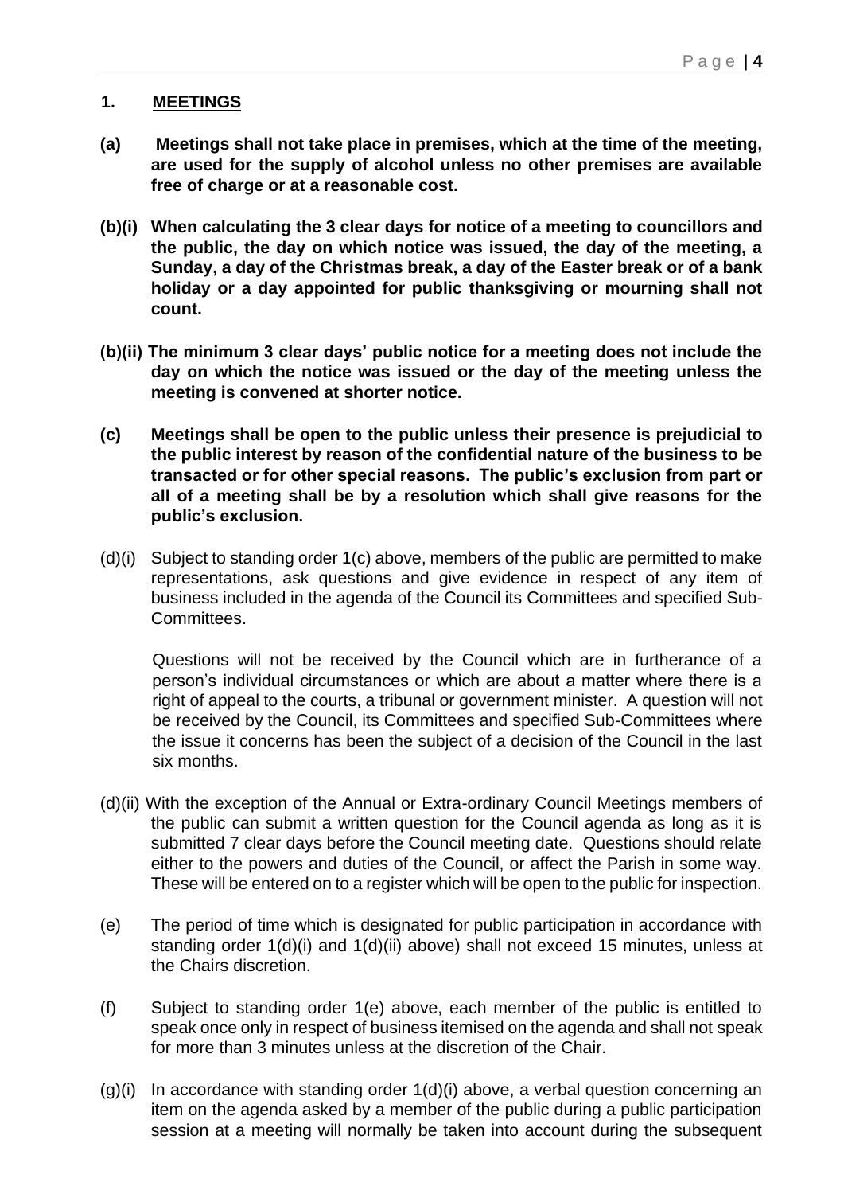## 1. MEETINGS

**(a) Meetings shall not take place in premises, which at the time of the meeting, are used for the supply of alcohol unless no other premises are available free of charge or at a reasonable cost.**

**(b)(i) When calculating the 3 clear days for notice of a meeting to councillors and the public, the day on which notice was issued, the day of the meeting, a Sunday, a day of the Christmas break, a day of the Easter break or of a bank holiday or a day appointed for public thanksgiving or mourning shall not count.**

**(b)(ii) The minimum 3 clear days' public notice for a meeting does not include the day on which the notice was issued or the day of the meeting unless the meeting is convened at shorter notice.**

**(c) Meetings shall be open to the public unless their presence is prejudicial to the public interest by reason of the confidential nature of the business to be transacted or for other special reasons. The public's exclusion from part or all of a meeting shall be by a resolution which shall give reasons for the public's exclusion.**

(d)(i) Subject to standing order 1(c) above, members of the public are permitted to make representations, ask questions and give evidence in respect of any item of business included in the agenda of the Council its Committees and specified Sub-Committees.

Questions will not be received by the Council which are in furtherance of a person's individual circumstances or which are about a matter where there is a right of appeal to the courts, a tribunal or government minister. A question will not be received by the Council, its Committees and specified Sub-Committees where the issue it concerns has been the subject of a decision of the Council in the last six months.

(d)(ii) With the exception of the Annual or Extra-ordinary Council Meetings members of the public can submit a written question for the Council agenda as long as it is submitted 7 clear days before the Council meeting date. Questions should relate either to the powers and duties of the Council, or affect the Parish in some way. These will be entered on to a register which will be open to the public for inspection.

(e) The period of time which is designated for public participation in accordance with standing order 1(d)(i) and 1(d)(ii) above) shall not exceed 15 minutes, unless at the Chairs discretion.

(f) Subject to standing order 1(e) above, each member of the public is entitled to speak once only in respect of business itemised on the agenda and shall not speak for more than 3 minutes unless at the discretion of the Chair.

(g)(i) In accordance with standing order 1(d)(i) above, a verbal question concerning an item on the agenda asked by a member of the public during a public participation session at a meeting will normally be taken into account during the subsequent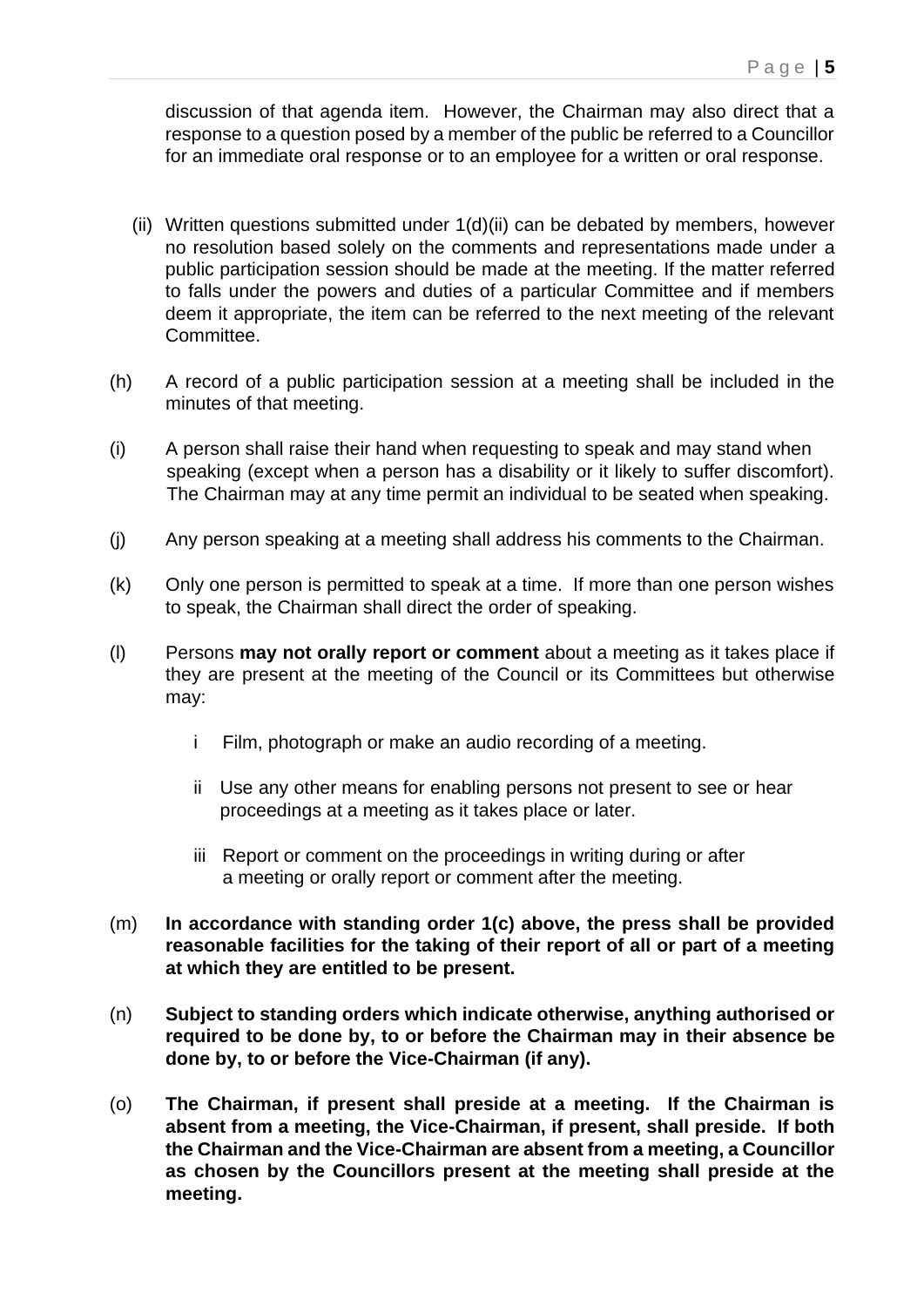discussion of that agenda item. However, the Chairman may also direct that a response to a question posed by a member of the public be referred to a Councillor for an immediate oral response or to an employee for a written or oral response.

(ii) Written questions submitted under 1(d)(ii) can be debated by members, however no resolution based solely on the comments and representations made under a public participation session should be made at the meeting. If the matter referred to falls under the powers and duties of a particular Committee and if members deem it appropriate, the item can be referred to the next meeting of the relevant Committee.

(h) A record of a public participation session at a meeting shall be included in the minutes of that meeting.

(i) A person shall raise their hand when requesting to speak and may stand when speaking (except when a person has a disability or it likely to suffer discomfort). The Chairman may at any time permit an individual to be seated when speaking.

(j) Any person speaking at a meeting shall address his comments to the Chairman.

(k) Only one person is permitted to speak at a time. If more than one person wishes to speak, the Chairman shall direct the order of speaking.

(l) Persons **may not orally report or comment** about a meeting as it takes place if they are present at the meeting of the Council or its Committees but otherwise may:

i Film, photograph or make an audio recording of a meeting.

ii Use any other means for enabling persons not present to see or hear proceedings at a meeting as it takes place or later.

iii Report or comment on the proceedings in writing during or after a meeting or orally report or comment after the meeting.

(m) **In accordance with standing order 1(c) above, the press shall be provided reasonable facilities for the taking of their report of all or part of a meeting at which they are entitled to be present.**

(n) **Subject to standing orders which indicate otherwise, anything authorised or required to be done by, to or before the Chairman may in their absence be done by, to or before the Vice-Chairman (if any).**

(o) **The Chairman, if present shall preside at a meeting. If the Chairman is absent from a meeting, the Vice-Chairman, if present, shall preside. If both the Chairman and the Vice-Chairman are absent from a meeting, a Councillor as chosen by the Councillors present at the meeting shall preside at the meeting.**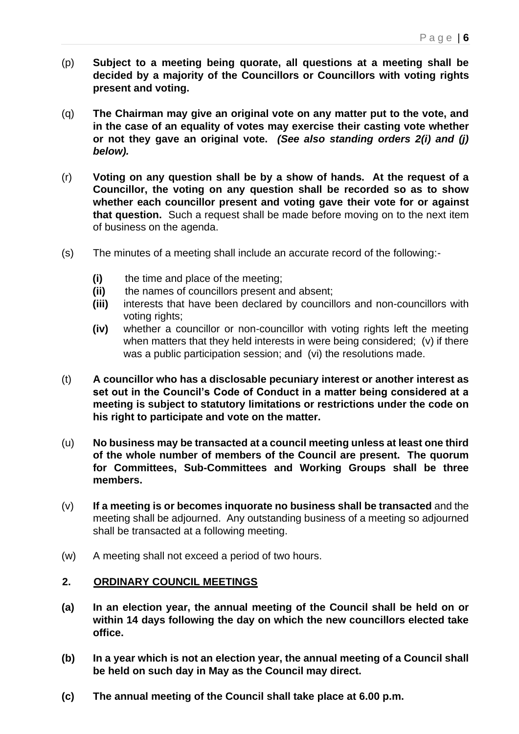(p) **Subject to a meeting being quorate, all questions at a meeting shall be decided by a majority of the Councillors or Councillors with voting rights present and voting.**

(q) **The Chairman may give an original vote on any matter put to the vote, and in the case of an equality of votes may exercise their casting vote whether or not they gave an original vote.** ***(See also standing orders 2(i) and (j) below).***

(r) **Voting on any question shall be by a show of hands. At the request of a Councillor, the voting on any question shall be recorded so as to show whether each councillor present and voting gave their vote for or against that question.** Such a request shall be made before moving on to the next item of business on the agenda.

(s) The minutes of a meeting shall include an accurate record of the following:-

- **(i)** the time and place of the meeting;
- **(ii)** the names of councillors present and absent;
- **(iii)** interests that have been declared by councillors and non-councillors with voting rights;
- **(iv)** whether a councillor or non-councillor with voting rights left the meeting when matters that they held interests in were being considered; (v) if there was a public participation session; and (vi) the resolutions made.

(t) **A councillor who has a disclosable pecuniary interest or another interest as set out in the Council's Code of Conduct in a matter being considered at a meeting is subject to statutory limitations or restrictions under the code on his right to participate and vote on the matter.**

(u) **No business may be transacted at a council meeting unless at least one third of the whole number of members of the Council are present. The quorum for Committees, Sub-Committees and Working Groups shall be three members.**

(v) **If a meeting is or becomes inquorate no business shall be transacted** and the meeting shall be adjourned. Any outstanding business of a meeting so adjourned shall be transacted at a following meeting.

(w) A meeting shall not exceed a period of two hours.

## 2. ORDINARY COUNCIL MEETINGS

**(a) In an election year, the annual meeting of the Council shall be held on or within 14 days following the day on which the new councillors elected take office.**

**(b) In a year which is not an election year, the annual meeting of a Council shall be held on such day in May as the Council may direct.**

**(c) The annual meeting of the Council shall take place at 6.00 p.m.**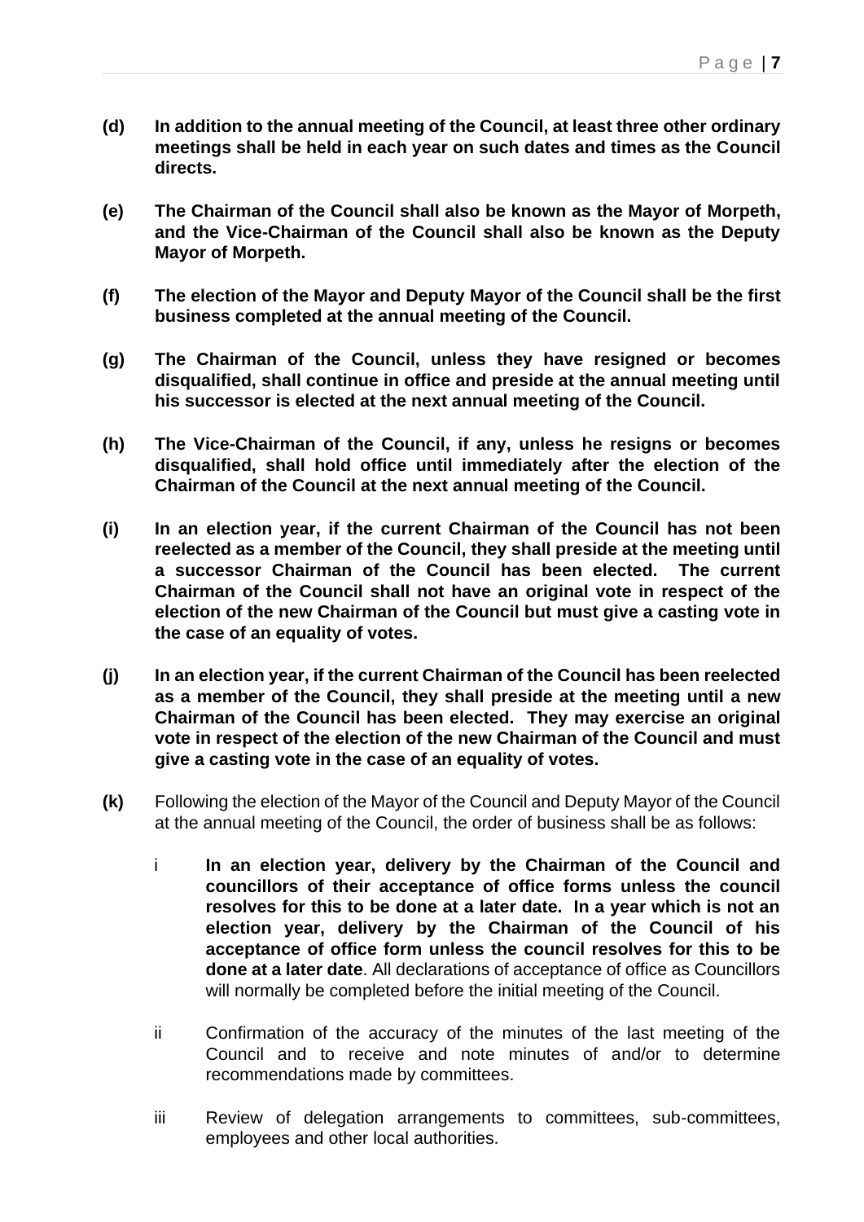**(d)** **In addition to the annual meeting of the Council, at least three other ordinary meetings shall be held in each year on such dates and times as the Council directs.**

**(e)** **The Chairman of the Council shall also be known as the Mayor of Morpeth, and the Vice-Chairman of the Council shall also be known as the Deputy Mayor of Morpeth.**

**(f)** **The election of the Mayor and Deputy Mayor of the Council shall be the first business completed at the annual meeting of the Council.**

**(g)** **The Chairman of the Council, unless they have resigned or becomes disqualified, shall continue in office and preside at the annual meeting until his successor is elected at the next annual meeting of the Council.**

**(h)** **The Vice-Chairman of the Council, if any, unless he resigns or becomes disqualified, shall hold office until immediately after the election of the Chairman of the Council at the next annual meeting of the Council.**

**(i)** **In an election year, if the current Chairman of the Council has not been reelected as a member of the Council, they shall preside at the meeting until a successor Chairman of the Council has been elected. The current Chairman of the Council shall not have an original vote in respect of the election of the new Chairman of the Council but must give a casting vote in the case of an equality of votes.**

**(j)** **In an election year, if the current Chairman of the Council has been reelected as a member of the Council, they shall preside at the meeting until a new Chairman of the Council has been elected. They may exercise an original vote in respect of the election of the new Chairman of the Council and must give a casting vote in the case of an equality of votes.**

**(k)** Following the election of the Mayor of the Council and Deputy Mayor of the Council at the annual meeting of the Council, the order of business shall be as follows:

i **In an election year, delivery by the Chairman of the Council and councillors of their acceptance of office forms unless the council resolves for this to be done at a later date. In a year which is not an election year, delivery by the Chairman of the Council of his acceptance of office form unless the council resolves for this to be done at a later date**. All declarations of acceptance of office as Councillors will normally be completed before the initial meeting of the Council.

ii Confirmation of the accuracy of the minutes of the last meeting of the Council and to receive and note minutes of and/or to determine recommendations made by committees.

iii Review of delegation arrangements to committees, sub-committees, employees and other local authorities.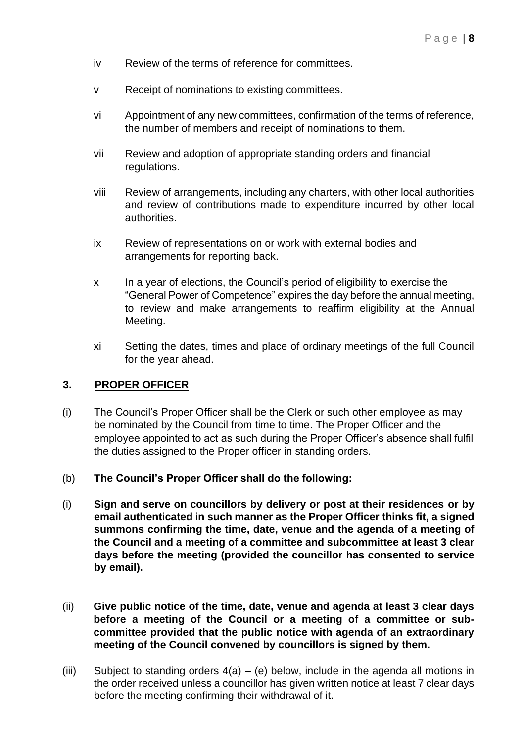iv Review of the terms of reference for committees.

v Receipt of nominations to existing committees.

vi Appointment of any new committees, confirmation of the terms of reference, the number of members and receipt of nominations to them.

vii Review and adoption of appropriate standing orders and financial regulations.

viii Review of arrangements, including any charters, with other local authorities and review of contributions made to expenditure incurred by other local authorities.

ix Review of representations on or work with external bodies and arrangements for reporting back.

x In a year of elections, the Council's period of eligibility to exercise the "General Power of Competence" expires the day before the annual meeting, to review and make arrangements to reaffirm eligibility at the Annual Meeting.

xi Setting the dates, times and place of ordinary meetings of the full Council for the year ahead.

## 3. PROPER OFFICER

(i) The Council's Proper Officer shall be the Clerk or such other employee as may be nominated by the Council from time to time. The Proper Officer and the employee appointed to act as such during the Proper Officer's absence shall fulfil the duties assigned to the Proper officer in standing orders.

(b) **The Council's Proper Officer shall do the following:**

(i) **Sign and serve on councillors by delivery or post at their residences or by email authenticated in such manner as the Proper Officer thinks fit, a signed summons confirming the time, date, venue and the agenda of a meeting of the Council and a meeting of a committee and subcommittee at least 3 clear days before the meeting (provided the councillor has consented to service by email).**

(ii) **Give public notice of the time, date, venue and agenda at least 3 clear days before a meeting of the Council or a meeting of a committee or sub-committee provided that the public notice with agenda of an extraordinary meeting of the Council convened by councillors is signed by them.**

(iii) Subject to standing orders 4(a) – (e) below, include in the agenda all motions in the order received unless a councillor has given written notice at least 7 clear days before the meeting confirming their withdrawal of it.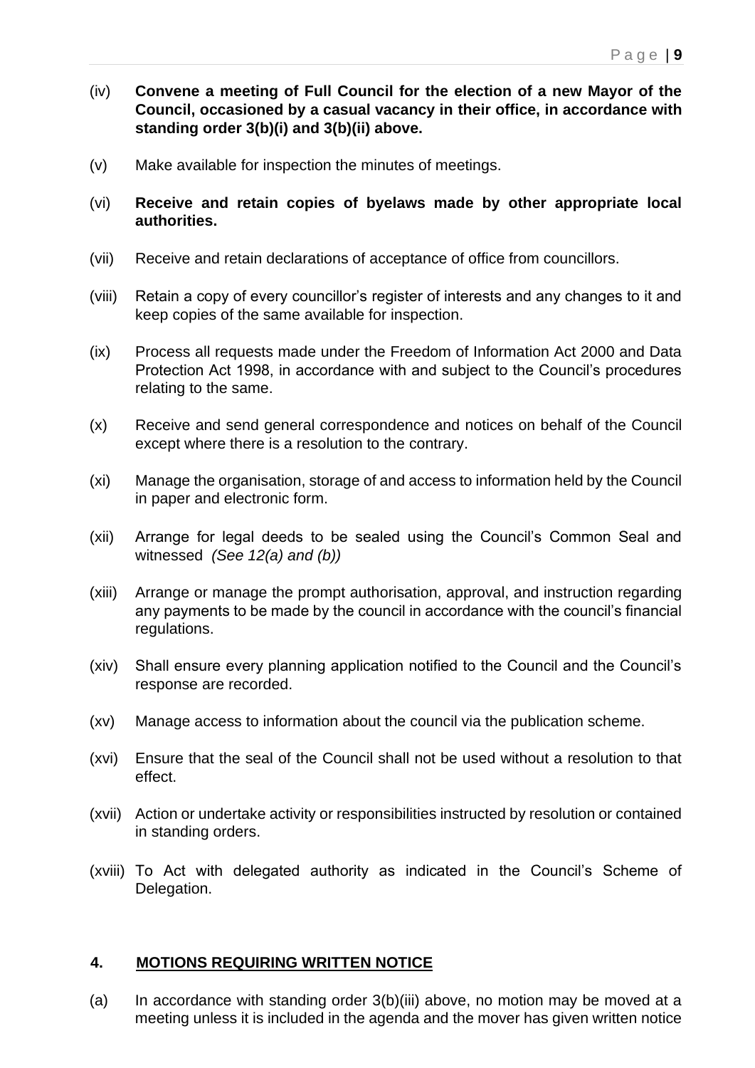(iv) **Convene a meeting of Full Council for the election of a new Mayor of the Council, occasioned by a casual vacancy in their office, in accordance with standing order 3(b)(i) and 3(b)(ii) above.**

(v) Make available for inspection the minutes of meetings.

(vi) **Receive and retain copies of byelaws made by other appropriate local authorities.**

(vii) Receive and retain declarations of acceptance of office from councillors.

(viii) Retain a copy of every councillor's register of interests and any changes to it and keep copies of the same available for inspection.

(ix) Process all requests made under the Freedom of Information Act 2000 and Data Protection Act 1998, in accordance with and subject to the Council's procedures relating to the same.

(x) Receive and send general correspondence and notices on behalf of the Council except where there is a resolution to the contrary.

(xi) Manage the organisation, storage of and access to information held by the Council in paper and electronic form.

(xii) Arrange for legal deeds to be sealed using the Council's Common Seal and witnessed *(See 12(a) and (b))*

(xiii) Arrange or manage the prompt authorisation, approval, and instruction regarding any payments to be made by the council in accordance with the council's financial regulations.

(xiv) Shall ensure every planning application notified to the Council and the Council's response are recorded.

(xv) Manage access to information about the council via the publication scheme.

(xvi) Ensure that the seal of the Council shall not be used without a resolution to that effect.

(xvii) Action or undertake activity or responsibilities instructed by resolution or contained in standing orders.

(xviii) To Act with delegated authority as indicated in the Council's Scheme of Delegation.

## 4. MOTIONS REQUIRING WRITTEN NOTICE

(a) In accordance with standing order 3(b)(iii) above, no motion may be moved at a meeting unless it is included in the agenda and the mover has given written notice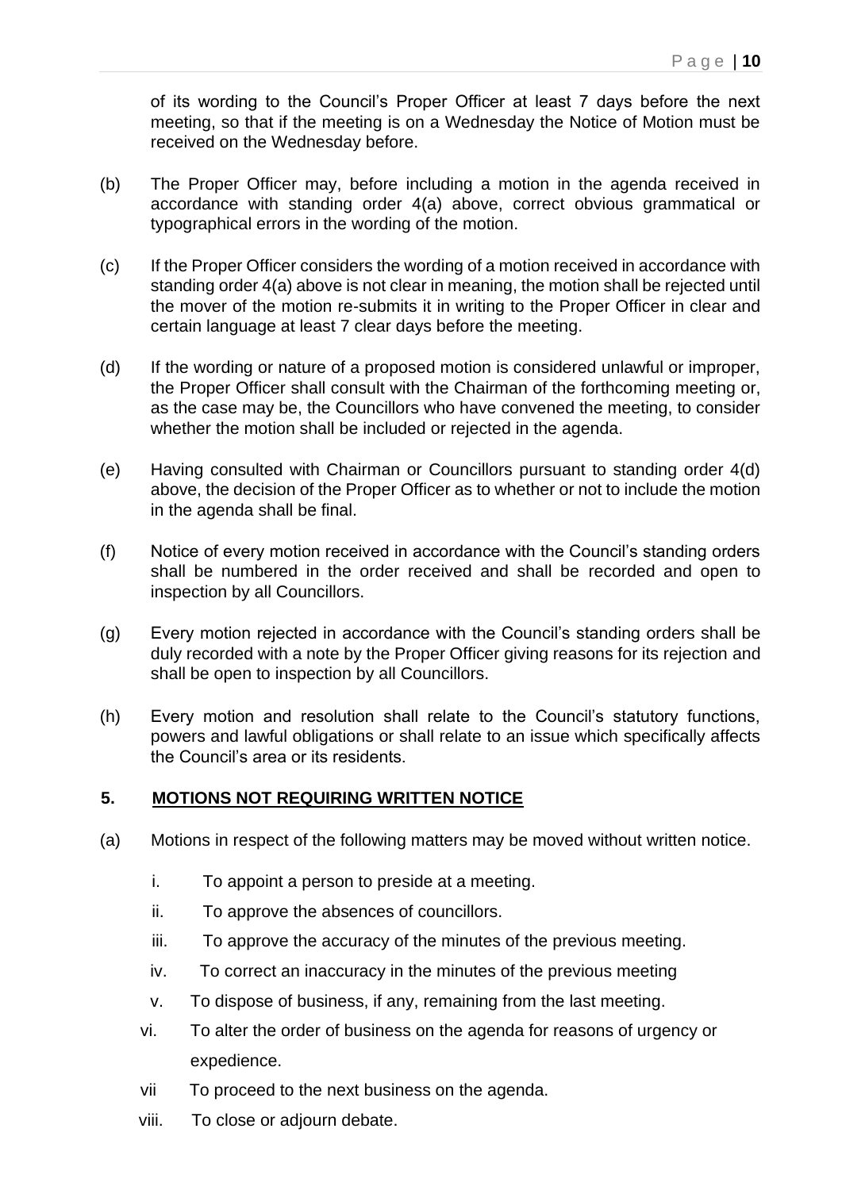of its wording to the Council's Proper Officer at least 7 days before the next meeting, so that if the meeting is on a Wednesday the Notice of Motion must be received on the Wednesday before.

(b) The Proper Officer may, before including a motion in the agenda received in accordance with standing order 4(a) above, correct obvious grammatical or typographical errors in the wording of the motion.

(c) If the Proper Officer considers the wording of a motion received in accordance with standing order 4(a) above is not clear in meaning, the motion shall be rejected until the mover of the motion re-submits it in writing to the Proper Officer in clear and certain language at least 7 clear days before the meeting.

(d) If the wording or nature of a proposed motion is considered unlawful or improper, the Proper Officer shall consult with the Chairman of the forthcoming meeting or, as the case may be, the Councillors who have convened the meeting, to consider whether the motion shall be included or rejected in the agenda.

(e) Having consulted with Chairman or Councillors pursuant to standing order 4(d) above, the decision of the Proper Officer as to whether or not to include the motion in the agenda shall be final.

(f) Notice of every motion received in accordance with the Council's standing orders shall be numbered in the order received and shall be recorded and open to inspection by all Councillors.

(g) Every motion rejected in accordance with the Council's standing orders shall be duly recorded with a note by the Proper Officer giving reasons for its rejection and shall be open to inspection by all Councillors.

(h) Every motion and resolution shall relate to the Council's statutory functions, powers and lawful obligations or shall relate to an issue which specifically affects the Council's area or its residents.

## 5. MOTIONS NOT REQUIRING WRITTEN NOTICE

(a) Motions in respect of the following matters may be moved without written notice.

i. To appoint a person to preside at a meeting.

ii. To approve the absences of councillors.

iii. To approve the accuracy of the minutes of the previous meeting.

iv. To correct an inaccuracy in the minutes of the previous meeting

v. To dispose of business, if any, remaining from the last meeting.

vi. To alter the order of business on the agenda for reasons of urgency or expedience.

vii To proceed to the next business on the agenda.

viii. To close or adjourn debate.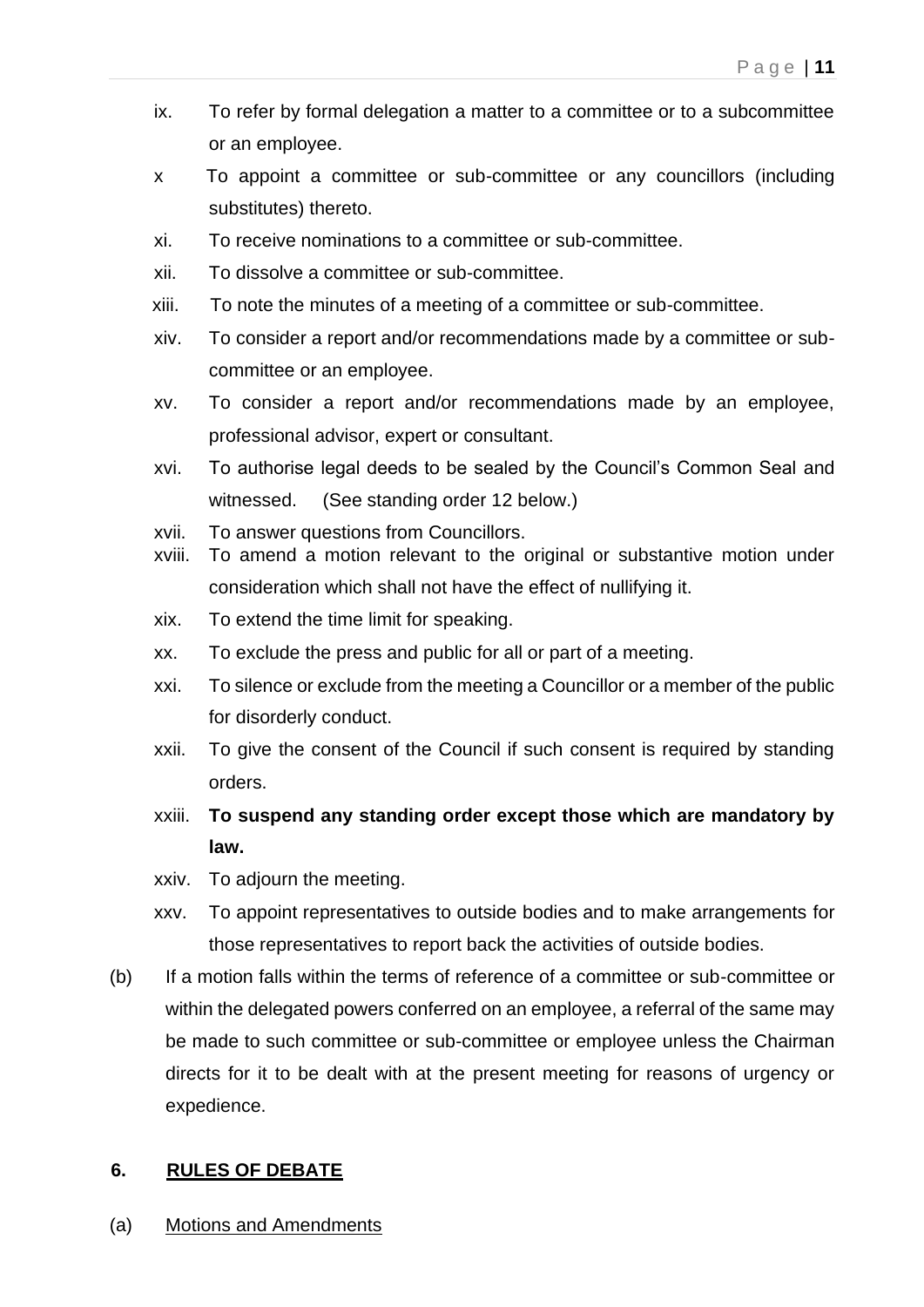ix. To refer by formal delegation a matter to a committee or to a subcommittee or an employee.

x To appoint a committee or sub-committee or any councillors (including substitutes) thereto.

xi. To receive nominations to a committee or sub-committee.

xii. To dissolve a committee or sub-committee.

xiii. To note the minutes of a meeting of a committee or sub-committee.

xiv. To consider a report and/or recommendations made by a committee or sub-committee or an employee.

xv. To consider a report and/or recommendations made by an employee, professional advisor, expert or consultant.

xvi. To authorise legal deeds to be sealed by the Council's Common Seal and witnessed. (See standing order 12 below.)

xvii. To answer questions from Councillors.

xviii. To amend a motion relevant to the original or substantive motion under consideration which shall not have the effect of nullifying it.

xix. To extend the time limit for speaking.

xx. To exclude the press and public for all or part of a meeting.

xxi. To silence or exclude from the meeting a Councillor or a member of the public for disorderly conduct.

xxii. To give the consent of the Council if such consent is required by standing orders.

xxiii. **To suspend any standing order except those which are mandatory by law.**

xxiv. To adjourn the meeting.

xxv. To appoint representatives to outside bodies and to make arrangements for those representatives to report back the activities of outside bodies.

(b) If a motion falls within the terms of reference of a committee or sub-committee or within the delegated powers conferred on an employee, a referral of the same may be made to such committee or sub-committee or employee unless the Chairman directs for it to be dealt with at the present meeting for reasons of urgency or expedience.

## 6. RULES OF DEBATE

(a) Motions and Amendments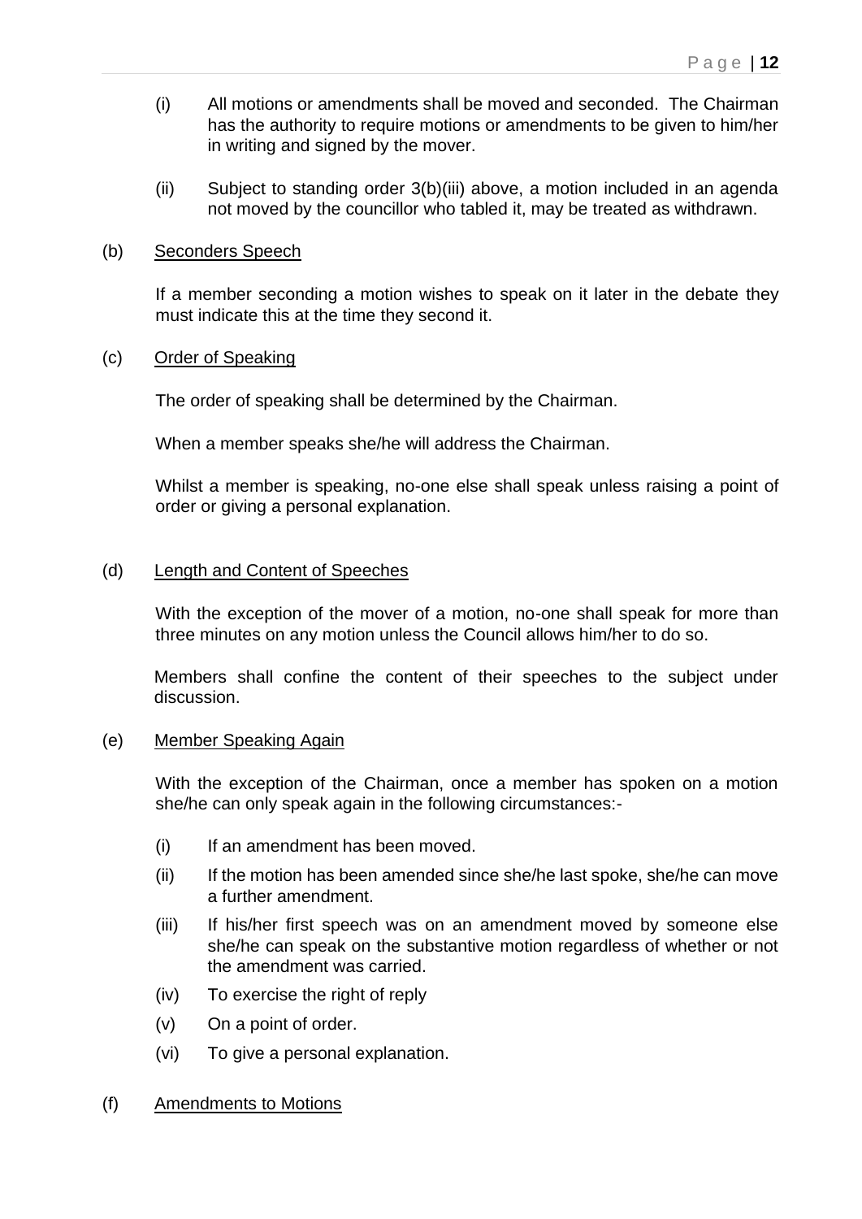(i) All motions or amendments shall be moved and seconded. The Chairman has the authority to require motions or amendments to be given to him/her in writing and signed by the mover.

(ii) Subject to standing order 3(b)(iii) above, a motion included in an agenda not moved by the councillor who tabled it, may be treated as withdrawn.

(b) <u>Seconders Speech</u>

If a member seconding a motion wishes to speak on it later in the debate they must indicate this at the time they second it.

(c) <u>Order of Speaking</u>

The order of speaking shall be determined by the Chairman.

When a member speaks she/he will address the Chairman.

Whilst a member is speaking, no-one else shall speak unless raising a point of order or giving a personal explanation.

(d) <u>Length and Content of Speeches</u>

With the exception of the mover of a motion, no-one shall speak for more than three minutes on any motion unless the Council allows him/her to do so.

Members shall confine the content of their speeches to the subject under discussion.

(e) <u>Member Speaking Again</u>

With the exception of the Chairman, once a member has spoken on a motion she/he can only speak again in the following circumstances:-

(i) If an amendment has been moved.

(ii) If the motion has been amended since she/he last spoke, she/he can move a further amendment.

(iii) If his/her first speech was on an amendment moved by someone else she/he can speak on the substantive motion regardless of whether or not the amendment was carried.

(iv) To exercise the right of reply

(v) On a point of order.

(vi) To give a personal explanation.

(f) <u>Amendments to Motions</u>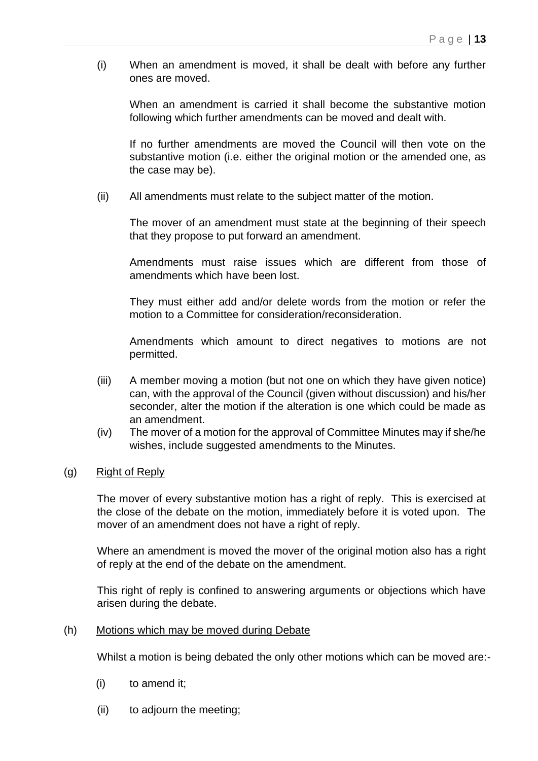(i) When an amendment is moved, it shall be dealt with before any further ones are moved.

When an amendment is carried it shall become the substantive motion following which further amendments can be moved and dealt with.

If no further amendments are moved the Council will then vote on the substantive motion (i.e. either the original motion or the amended one, as the case may be).

(ii) All amendments must relate to the subject matter of the motion.

The mover of an amendment must state at the beginning of their speech that they propose to put forward an amendment.

Amendments must raise issues which are different from those of amendments which have been lost.

They must either add and/or delete words from the motion or refer the motion to a Committee for consideration/reconsideration.

Amendments which amount to direct negatives to motions are not permitted.

(iii) A member moving a motion (but not one on which they have given notice) can, with the approval of the Council (given without discussion) and his/her seconder, alter the motion if the alteration is one which could be made as an amendment.

(iv) The mover of a motion for the approval of Committee Minutes may if she/he wishes, include suggested amendments to the Minutes.

(g) Right of Reply

The mover of every substantive motion has a right of reply. This is exercised at the close of the debate on the motion, immediately before it is voted upon. The mover of an amendment does not have a right of reply.

Where an amendment is moved the mover of the original motion also has a right of reply at the end of the debate on the amendment.

This right of reply is confined to answering arguments or objections which have arisen during the debate.

(h) Motions which may be moved during Debate

Whilst a motion is being debated the only other motions which can be moved are:-

(i) to amend it;

(ii) to adjourn the meeting;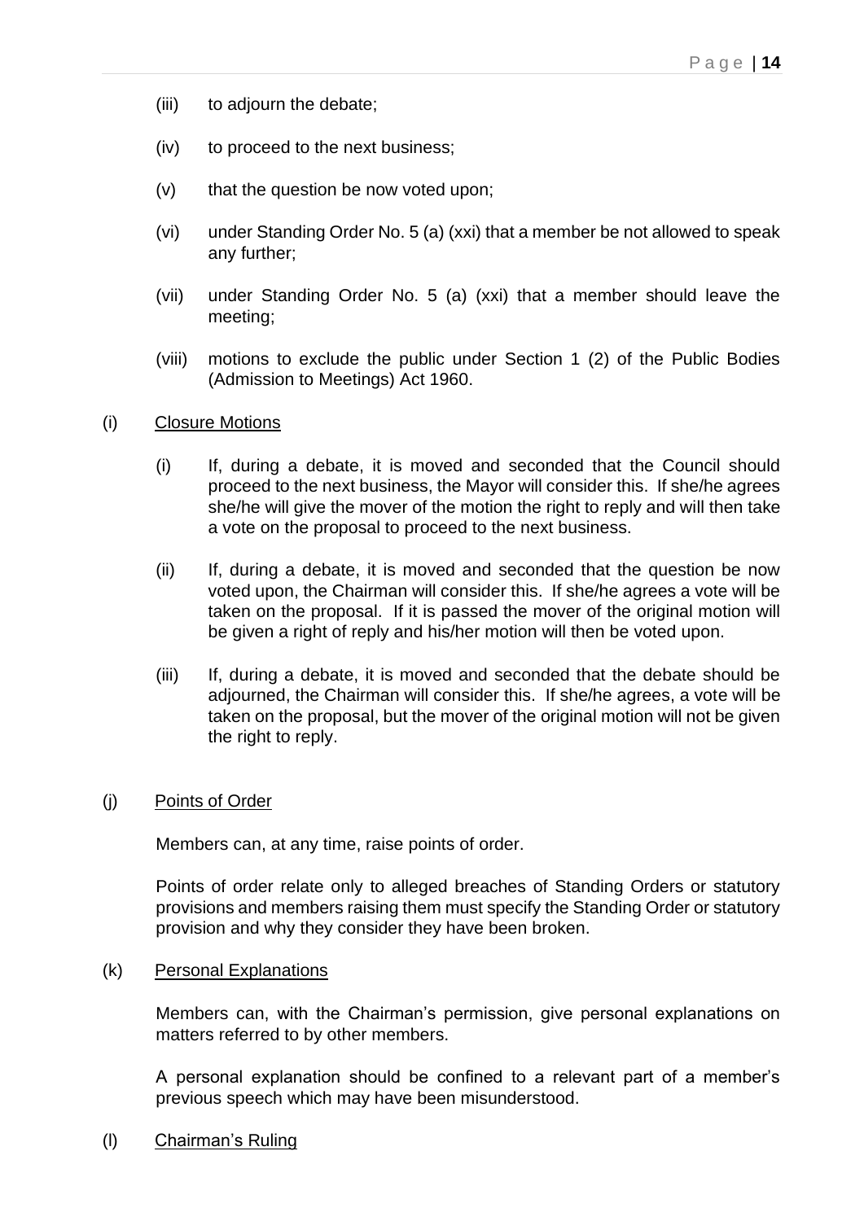(iii) to adjourn the debate;

(iv) to proceed to the next business;

(v) that the question be now voted upon;

(vi) under Standing Order No. 5 (a) (xxi) that a member be not allowed to speak any further;

(vii) under Standing Order No. 5 (a) (xxi) that a member should leave the meeting;

(viii) motions to exclude the public under Section 1 (2) of the Public Bodies (Admission to Meetings) Act 1960.

(i) <u>Closure Motions</u>

(i) If, during a debate, it is moved and seconded that the Council should proceed to the next business, the Mayor will consider this. If she/he agrees she/he will give the mover of the motion the right to reply and will then take a vote on the proposal to proceed to the next business.

(ii) If, during a debate, it is moved and seconded that the question be now voted upon, the Chairman will consider this. If she/he agrees a vote will be taken on the proposal. If it is passed the mover of the original motion will be given a right of reply and his/her motion will then be voted upon.

(iii) If, during a debate, it is moved and seconded that the debate should be adjourned, the Chairman will consider this. If she/he agrees, a vote will be taken on the proposal, but the mover of the original motion will not be given the right to reply.

(j) <u>Points of Order</u>

Members can, at any time, raise points of order.

Points of order relate only to alleged breaches of Standing Orders or statutory provisions and members raising them must specify the Standing Order or statutory provision and why they consider they have been broken.

(k) <u>Personal Explanations</u>

Members can, with the Chairman's permission, give personal explanations on matters referred to by other members.

A personal explanation should be confined to a relevant part of a member's previous speech which may have been misunderstood.

(l) <u>Chairman's Ruling</u>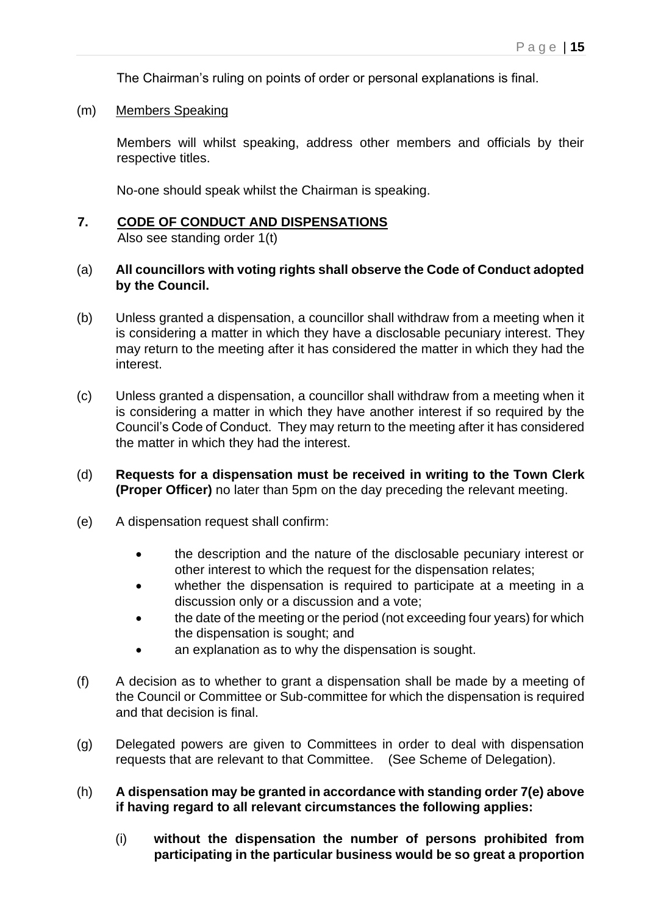The Chairman’s ruling on points of order or personal explanations is final.

(m) <u>Members Speaking</u>

Members will whilst speaking, address other members and officials by their respective titles.

No-one should speak whilst the Chairman is speaking.

## 7. <u>CODE OF CONDUCT AND DISPENSATIONS</u>

Also see standing order 1(t)

(a) **All councillors with voting rights shall observe the Code of Conduct adopted by the Council.**

(b) Unless granted a dispensation, a councillor shall withdraw from a meeting when it is considering a matter in which they have a disclosable pecuniary interest. They may return to the meeting after it has considered the matter in which they had the interest.

(c) Unless granted a dispensation, a councillor shall withdraw from a meeting when it is considering a matter in which they have another interest if so required by the Council’s Code of Conduct. They may return to the meeting after it has considered the matter in which they had the interest.

(d) **Requests for a dispensation must be received in writing to the Town Clerk (Proper Officer)** no later than 5pm on the day preceding the relevant meeting.

(e) A dispensation request shall confirm:

- the description and the nature of the disclosable pecuniary interest or other interest to which the request for the dispensation relates;
- whether the dispensation is required to participate at a meeting in a discussion only or a discussion and a vote;
- the date of the meeting or the period (not exceeding four years) for which the dispensation is sought; and
- an explanation as to why the dispensation is sought.

(f) A decision as to whether to grant a dispensation shall be made by a meeting of the Council or Committee or Sub-committee for which the dispensation is required and that decision is final.

(g) Delegated powers are given to Committees in order to deal with dispensation requests that are relevant to that Committee. (See Scheme of Delegation).

(h) **A dispensation may be granted in accordance with standing order 7(e) above if having regard to all relevant circumstances the following applies:**

(i) **without the dispensation the number of persons prohibited from participating in the particular business would be so great a proportion**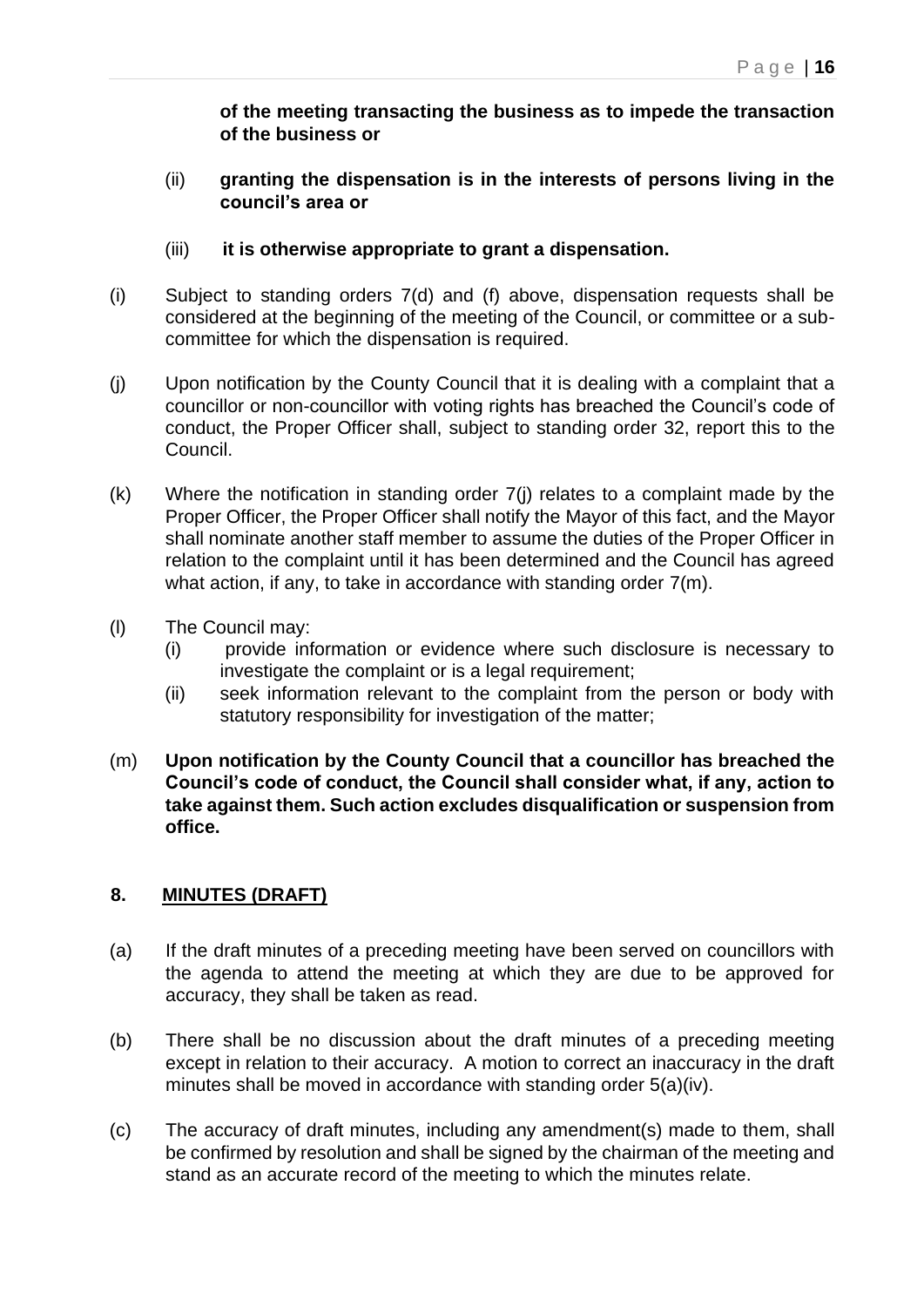**of the meeting transacting the business as to impede the transaction of the business or**

(ii) **granting the dispensation is in the interests of persons living in the council's area or**

(iii) **it is otherwise appropriate to grant a dispensation.**

(i) Subject to standing orders 7(d) and (f) above, dispensation requests shall be considered at the beginning of the meeting of the Council, or committee or a sub-committee for which the dispensation is required.

(j) Upon notification by the County Council that it is dealing with a complaint that a councillor or non-councillor with voting rights has breached the Council's code of conduct, the Proper Officer shall, subject to standing order 32, report this to the Council.

(k) Where the notification in standing order 7(j) relates to a complaint made by the Proper Officer, the Proper Officer shall notify the Mayor of this fact, and the Mayor shall nominate another staff member to assume the duties of the Proper Officer in relation to the complaint until it has been determined and the Council has agreed what action, if any, to take in accordance with standing order 7(m).

(l) The Council may:

  (i) provide information or evidence where such disclosure is necessary to investigate the complaint or is a legal requirement;

  (ii) seek information relevant to the complaint from the person or body with statutory responsibility for investigation of the matter;

(m) **Upon notification by the County Council that a councillor has breached the Council's code of conduct, the Council shall consider what, if any, action to take against them. Such action excludes disqualification or suspension from office.**

## 8. MINUTES (DRAFT)

(a) If the draft minutes of a preceding meeting have been served on councillors with the agenda to attend the meeting at which they are due to be approved for accuracy, they shall be taken as read.

(b) There shall be no discussion about the draft minutes of a preceding meeting except in relation to their accuracy. A motion to correct an inaccuracy in the draft minutes shall be moved in accordance with standing order 5(a)(iv).

(c) The accuracy of draft minutes, including any amendment(s) made to them, shall be confirmed by resolution and shall be signed by the chairman of the meeting and stand as an accurate record of the meeting to which the minutes relate.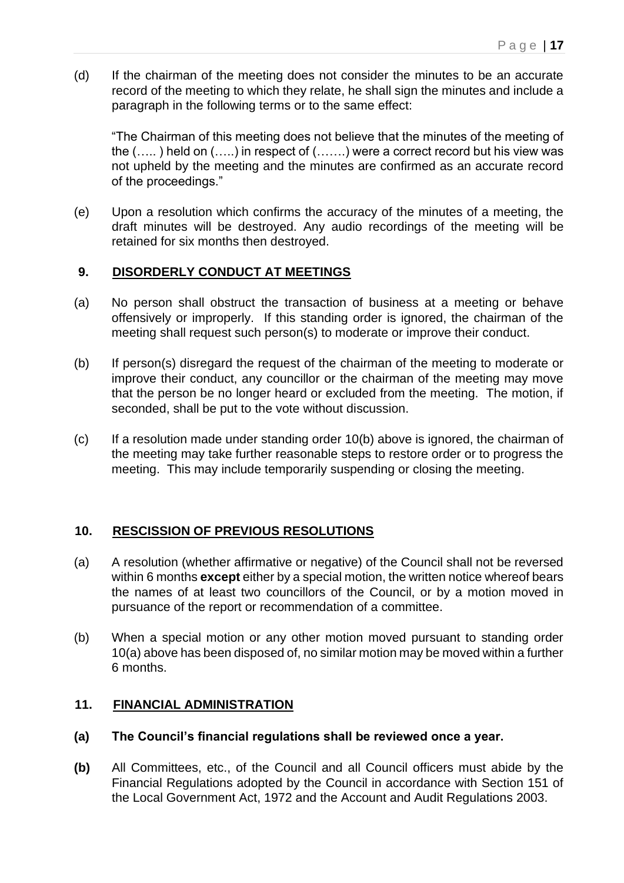(d) If the chairman of the meeting does not consider the minutes to be an accurate record of the meeting to which they relate, he shall sign the minutes and include a paragraph in the following terms or to the same effect:

"The Chairman of this meeting does not believe that the minutes of the meeting of the (….. ) held on (…..) in respect of (…….) were a correct record but his view was not upheld by the meeting and the minutes are confirmed as an accurate record of the proceedings."

(e) Upon a resolution which confirms the accuracy of the minutes of a meeting, the draft minutes will be destroyed. Any audio recordings of the meeting will be retained for six months then destroyed.

## 9. DISORDERLY CONDUCT AT MEETINGS

(a) No person shall obstruct the transaction of business at a meeting or behave offensively or improperly. If this standing order is ignored, the chairman of the meeting shall request such person(s) to moderate or improve their conduct.

(b) If person(s) disregard the request of the chairman of the meeting to moderate or improve their conduct, any councillor or the chairman of the meeting may move that the person be no longer heard or excluded from the meeting. The motion, if seconded, shall be put to the vote without discussion.

(c) If a resolution made under standing order 10(b) above is ignored, the chairman of the meeting may take further reasonable steps to restore order or to progress the meeting. This may include temporarily suspending or closing the meeting.

## 10. RESCISSION OF PREVIOUS RESOLUTIONS

(a) A resolution (whether affirmative or negative) of the Council shall not be reversed within 6 months **except** either by a special motion, the written notice whereof bears the names of at least two councillors of the Council, or by a motion moved in pursuance of the report or recommendation of a committee.

(b) When a special motion or any other motion moved pursuant to standing order 10(a) above has been disposed of, no similar motion may be moved within a further 6 months.

## 11. FINANCIAL ADMINISTRATION

**(a) The Council's financial regulations shall be reviewed once a year.**

**(b)** All Committees, etc., of the Council and all Council officers must abide by the Financial Regulations adopted by the Council in accordance with Section 151 of the Local Government Act, 1972 and the Account and Audit Regulations 2003.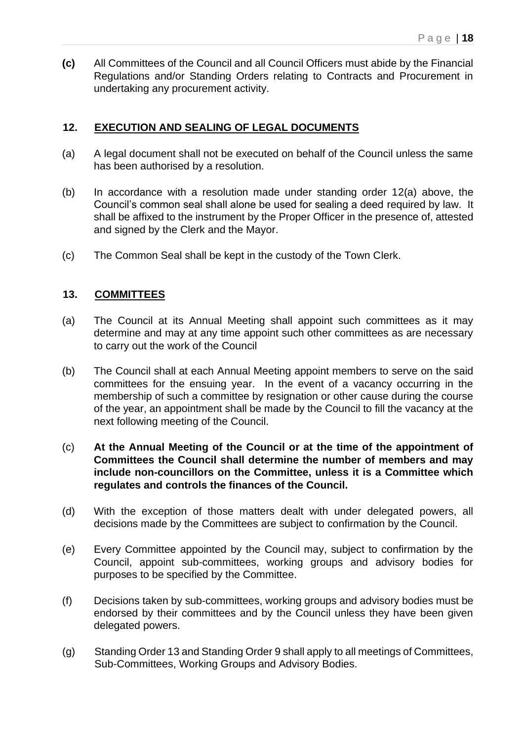**(c)** All Committees of the Council and all Council Officers must abide by the Financial Regulations and/or Standing Orders relating to Contracts and Procurement in undertaking any procurement activity.

## 12. EXECUTION AND SEALING OF LEGAL DOCUMENTS

(a) A legal document shall not be executed on behalf of the Council unless the same has been authorised by a resolution.

(b) In accordance with a resolution made under standing order 12(a) above, the Council's common seal shall alone be used for sealing a deed required by law. It shall be affixed to the instrument by the Proper Officer in the presence of, attested and signed by the Clerk and the Mayor.

(c) The Common Seal shall be kept in the custody of the Town Clerk.

## 13. COMMITTEES

(a) The Council at its Annual Meeting shall appoint such committees as it may determine and may at any time appoint such other committees as are necessary to carry out the work of the Council

(b) The Council shall at each Annual Meeting appoint members to serve on the said committees for the ensuing year. In the event of a vacancy occurring in the membership of such a committee by resignation or other cause during the course of the year, an appointment shall be made by the Council to fill the vacancy at the next following meeting of the Council.

(c) **At the Annual Meeting of the Council or at the time of the appointment of Committees the Council shall determine the number of members and may include non-councillors on the Committee, unless it is a Committee which regulates and controls the finances of the Council.**

(d) With the exception of those matters dealt with under delegated powers, all decisions made by the Committees are subject to confirmation by the Council.

(e) Every Committee appointed by the Council may, subject to confirmation by the Council, appoint sub-committees, working groups and advisory bodies for purposes to be specified by the Committee.

(f) Decisions taken by sub-committees, working groups and advisory bodies must be endorsed by their committees and by the Council unless they have been given delegated powers.

(g) Standing Order 13 and Standing Order 9 shall apply to all meetings of Committees, Sub-Committees, Working Groups and Advisory Bodies.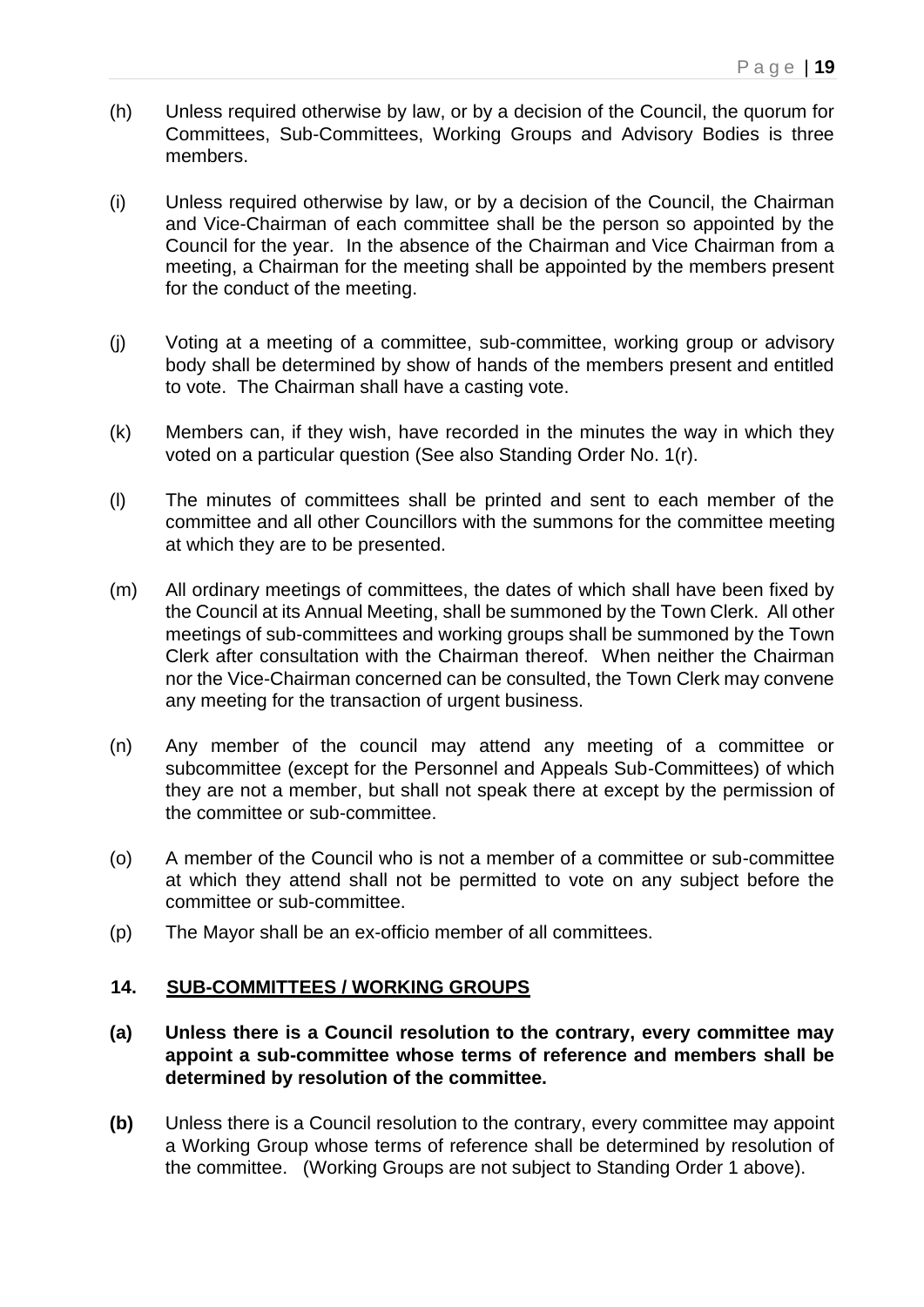(h) Unless required otherwise by law, or by a decision of the Council, the quorum for Committees, Sub-Committees, Working Groups and Advisory Bodies is three members.

(i) Unless required otherwise by law, or by a decision of the Council, the Chairman and Vice-Chairman of each committee shall be the person so appointed by the Council for the year. In the absence of the Chairman and Vice Chairman from a meeting, a Chairman for the meeting shall be appointed by the members present for the conduct of the meeting.

(j) Voting at a meeting of a committee, sub-committee, working group or advisory body shall be determined by show of hands of the members present and entitled to vote. The Chairman shall have a casting vote.

(k) Members can, if they wish, have recorded in the minutes the way in which they voted on a particular question (See also Standing Order No. 1(r).

(l) The minutes of committees shall be printed and sent to each member of the committee and all other Councillors with the summons for the committee meeting at which they are to be presented.

(m) All ordinary meetings of committees, the dates of which shall have been fixed by the Council at its Annual Meeting, shall be summoned by the Town Clerk. All other meetings of sub-committees and working groups shall be summoned by the Town Clerk after consultation with the Chairman thereof. When neither the Chairman nor the Vice-Chairman concerned can be consulted, the Town Clerk may convene any meeting for the transaction of urgent business.

(n) Any member of the council may attend any meeting of a committee or subcommittee (except for the Personnel and Appeals Sub-Committees) of which they are not a member, but shall not speak there at except by the permission of the committee or sub-committee.

(o) A member of the Council who is not a member of a committee or sub-committee at which they attend shall not be permitted to vote on any subject before the committee or sub-committee.

(p) The Mayor shall be an ex-officio member of all committees.

## 14. SUB-COMMITTEES / WORKING GROUPS

**(a) Unless there is a Council resolution to the contrary, every committee may appoint a sub-committee whose terms of reference and members shall be determined by resolution of the committee.**

**(b)** Unless there is a Council resolution to the contrary, every committee may appoint a Working Group whose terms of reference shall be determined by resolution of the committee. (Working Groups are not subject to Standing Order 1 above).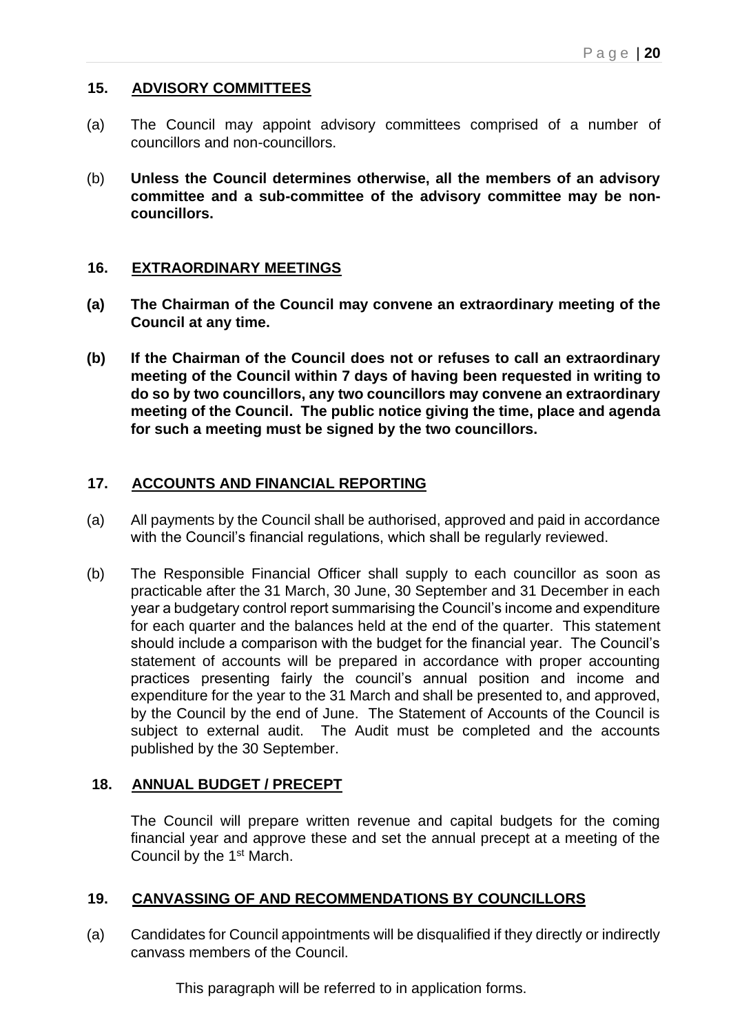## 15. ADVISORY COMMITTEES

(a) The Council may appoint advisory committees comprised of a number of councillors and non-councillors.

(b) **Unless the Council determines otherwise, all the members of an advisory committee and a sub-committee of the advisory committee may be non-councillors.**

## 16. EXTRAORDINARY MEETINGS

**(a) The Chairman of the Council may convene an extraordinary meeting of the Council at any time.**

**(b) If the Chairman of the Council does not or refuses to call an extraordinary meeting of the Council within 7 days of having been requested in writing to do so by two councillors, any two councillors may convene an extraordinary meeting of the Council. The public notice giving the time, place and agenda for such a meeting must be signed by the two councillors.**

## 17. ACCOUNTS AND FINANCIAL REPORTING

(a) All payments by the Council shall be authorised, approved and paid in accordance with the Council's financial regulations, which shall be regularly reviewed.

(b) The Responsible Financial Officer shall supply to each councillor as soon as practicable after the 31 March, 30 June, 30 September and 31 December in each year a budgetary control report summarising the Council's income and expenditure for each quarter and the balances held at the end of the quarter. This statement should include a comparison with the budget for the financial year. The Council's statement of accounts will be prepared in accordance with proper accounting practices presenting fairly the council's annual position and income and expenditure for the year to the 31 March and shall be presented to, and approved, by the Council by the end of June. The Statement of Accounts of the Council is subject to external audit. The Audit must be completed and the accounts published by the 30 September.

## 18. ANNUAL BUDGET / PRECEPT

The Council will prepare written revenue and capital budgets for the coming financial year and approve these and set the annual precept at a meeting of the Council by the 1st March.

## 19. CANVASSING OF AND RECOMMENDATIONS BY COUNCILLORS

(a) Candidates for Council appointments will be disqualified if they directly or indirectly canvass members of the Council.

This paragraph will be referred to in application forms.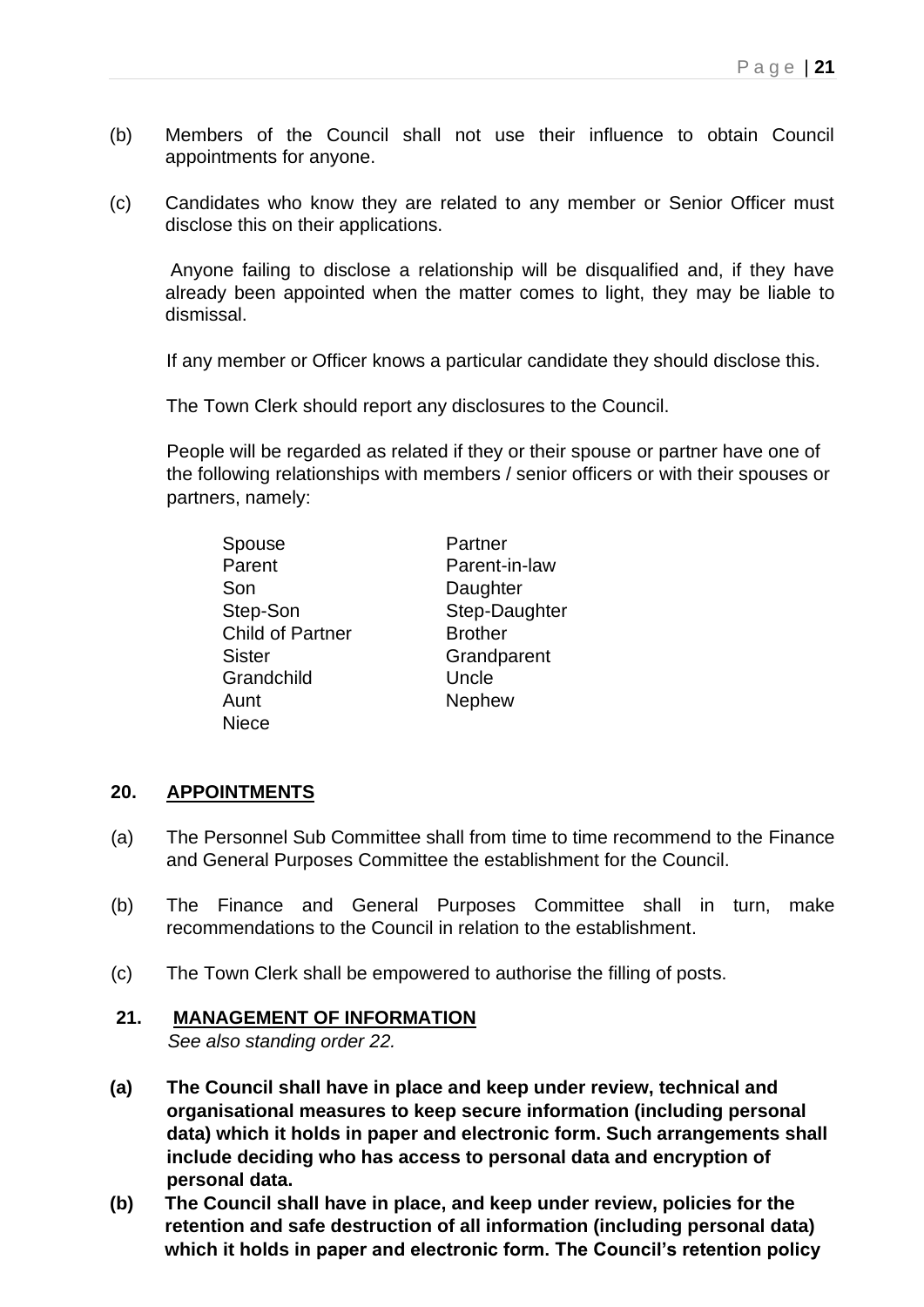(b) Members of the Council shall not use their influence to obtain Council appointments for anyone.

(c) Candidates who know they are related to any member or Senior Officer must disclose this on their applications.

Anyone failing to disclose a relationship will be disqualified and, if they have already been appointed when the matter comes to light, they may be liable to dismissal.

If any member or Officer knows a particular candidate they should disclose this.

The Town Clerk should report any disclosures to the Council.

People will be regarded as related if they or their spouse or partner have one of the following relationships with members / senior officers or with their spouses or partners, namely:

| | |
|---|---|
| Spouse | Partner |
| Parent | Parent-in-law |
| Son | Daughter |
| Step-Son | Step-Daughter |
| Child of Partner | Brother |
| Sister | Grandparent |
| Grandchild | Uncle |
| Aunt | Nephew |
| Niece | |

## 20. APPOINTMENTS

(a) The Personnel Sub Committee shall from time to time recommend to the Finance and General Purposes Committee the establishment for the Council.

(b) The Finance and General Purposes Committee shall in turn, make recommendations to the Council in relation to the establishment.

(c) The Town Clerk shall be empowered to authorise the filling of posts.

## 21. MANAGEMENT OF INFORMATION

*See also standing order 22.*

**(a) The Council shall have in place and keep under review, technical and organisational measures to keep secure information (including personal data) which it holds in paper and electronic form. Such arrangements shall include deciding who has access to personal data and encryption of personal data.**

**(b) The Council shall have in place, and keep under review, policies for the retention and safe destruction of all information (including personal data) which it holds in paper and electronic form. The Council's retention policy**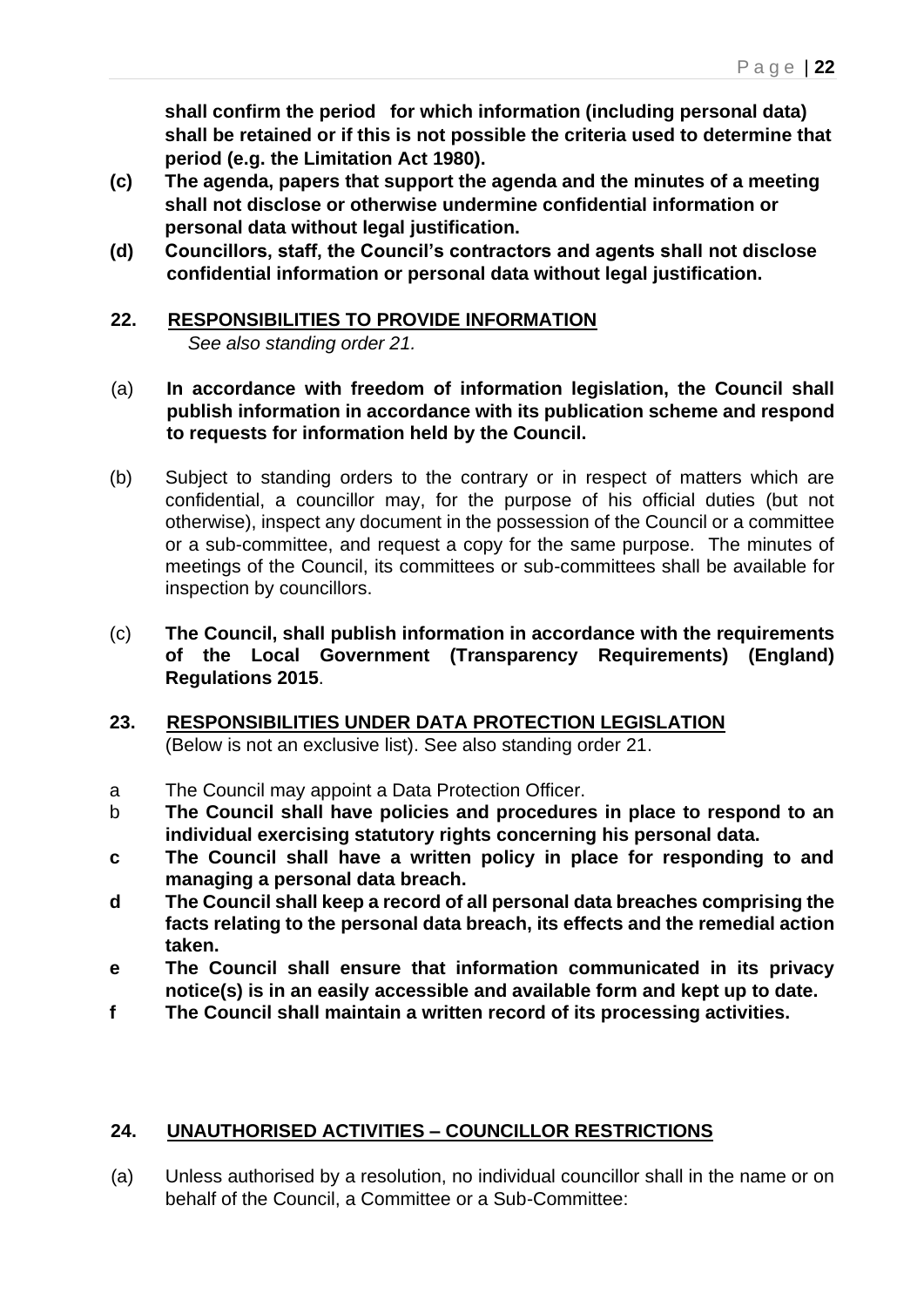**shall confirm the period for which information (including personal data) shall be retained or if this is not possible the criteria used to determine that period (e.g. the Limitation Act 1980).**

**(c) The agenda, papers that support the agenda and the minutes of a meeting shall not disclose or otherwise undermine confidential information or personal data without legal justification.**

**(d) Councillors, staff, the Council's contractors and agents shall not disclose confidential information or personal data without legal justification.**

## 22. RESPONSIBILITIES TO PROVIDE INFORMATION

*See also standing order 21.*

(a) **In accordance with freedom of information legislation, the Council shall publish information in accordance with its publication scheme and respond to requests for information held by the Council.**

(b) Subject to standing orders to the contrary or in respect of matters which are confidential, a councillor may, for the purpose of his official duties (but not otherwise), inspect any document in the possession of the Council or a committee or a sub-committee, and request a copy for the same purpose. The minutes of meetings of the Council, its committees or sub-committees shall be available for inspection by councillors.

(c) **The Council, shall publish information in accordance with the requirements of the Local Government (Transparency Requirements) (England) Regulations 2015**.

## 23. RESPONSIBILITIES UNDER DATA PROTECTION LEGISLATION

(Below is not an exclusive list). See also standing order 21.

a The Council may appoint a Data Protection Officer.

**b The Council shall have policies and procedures in place to respond to an individual exercising statutory rights concerning his personal data.**

**c The Council shall have a written policy in place for responding to and managing a personal data breach.**

**d The Council shall keep a record of all personal data breaches comprising the facts relating to the personal data breach, its effects and the remedial action taken.**

**e The Council shall ensure that information communicated in its privacy notice(s) is in an easily accessible and available form and kept up to date.**

**f The Council shall maintain a written record of its processing activities.**

## 24. UNAUTHORISED ACTIVITIES – COUNCILLOR RESTRICTIONS

(a) Unless authorised by a resolution, no individual councillor shall in the name or on behalf of the Council, a Committee or a Sub-Committee: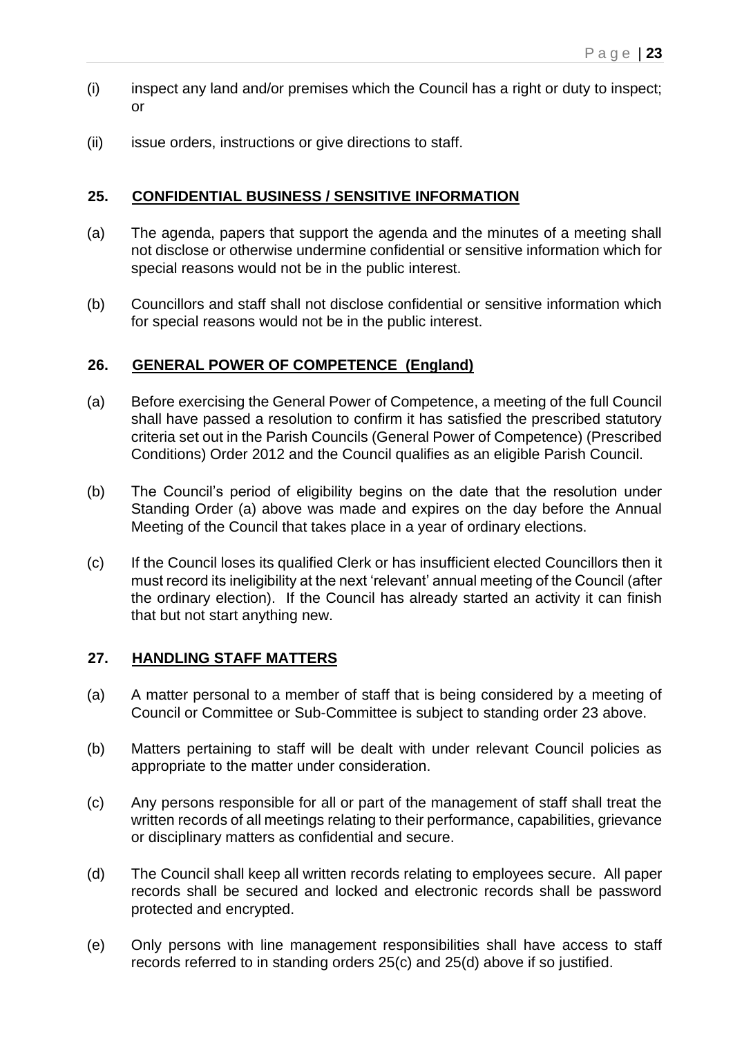(i) inspect any land and/or premises which the Council has a right or duty to inspect; or

(ii) issue orders, instructions or give directions to staff.

## 25. CONFIDENTIAL BUSINESS / SENSITIVE INFORMATION

(a) The agenda, papers that support the agenda and the minutes of a meeting shall not disclose or otherwise undermine confidential or sensitive information which for special reasons would not be in the public interest.

(b) Councillors and staff shall not disclose confidential or sensitive information which for special reasons would not be in the public interest.

## 26. GENERAL POWER OF COMPETENCE (England)

(a) Before exercising the General Power of Competence, a meeting of the full Council shall have passed a resolution to confirm it has satisfied the prescribed statutory criteria set out in the Parish Councils (General Power of Competence) (Prescribed Conditions) Order 2012 and the Council qualifies as an eligible Parish Council.

(b) The Council's period of eligibility begins on the date that the resolution under Standing Order (a) above was made and expires on the day before the Annual Meeting of the Council that takes place in a year of ordinary elections.

(c) If the Council loses its qualified Clerk or has insufficient elected Councillors then it must record its ineligibility at the next 'relevant' annual meeting of the Council (after the ordinary election). If the Council has already started an activity it can finish that but not start anything new.

## 27. HANDLING STAFF MATTERS

(a) A matter personal to a member of staff that is being considered by a meeting of Council or Committee or Sub-Committee is subject to standing order 23 above.

(b) Matters pertaining to staff will be dealt with under relevant Council policies as appropriate to the matter under consideration.

(c) Any persons responsible for all or part of the management of staff shall treat the written records of all meetings relating to their performance, capabilities, grievance or disciplinary matters as confidential and secure.

(d) The Council shall keep all written records relating to employees secure. All paper records shall be secured and locked and electronic records shall be password protected and encrypted.

(e) Only persons with line management responsibilities shall have access to staff records referred to in standing orders 25(c) and 25(d) above if so justified.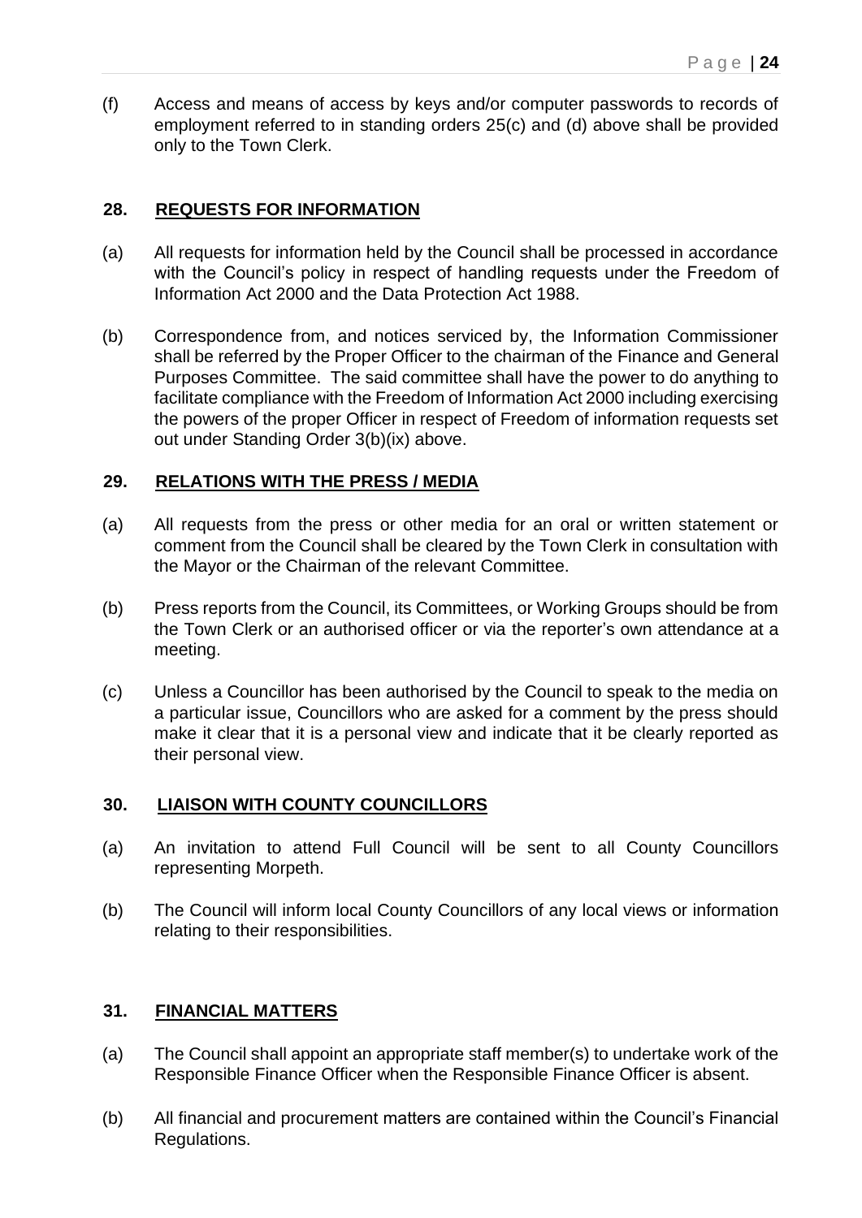(f) Access and means of access by keys and/or computer passwords to records of employment referred to in standing orders 25(c) and (d) above shall be provided only to the Town Clerk.

## 28. REQUESTS FOR INFORMATION

(a) All requests for information held by the Council shall be processed in accordance with the Council's policy in respect of handling requests under the Freedom of Information Act 2000 and the Data Protection Act 1988.

(b) Correspondence from, and notices serviced by, the Information Commissioner shall be referred by the Proper Officer to the chairman of the Finance and General Purposes Committee. The said committee shall have the power to do anything to facilitate compliance with the Freedom of Information Act 2000 including exercising the powers of the proper Officer in respect of Freedom of information requests set out under Standing Order 3(b)(ix) above.

## 29. RELATIONS WITH THE PRESS / MEDIA

(a) All requests from the press or other media for an oral or written statement or comment from the Council shall be cleared by the Town Clerk in consultation with the Mayor or the Chairman of the relevant Committee.

(b) Press reports from the Council, its Committees, or Working Groups should be from the Town Clerk or an authorised officer or via the reporter's own attendance at a meeting.

(c) Unless a Councillor has been authorised by the Council to speak to the media on a particular issue, Councillors who are asked for a comment by the press should make it clear that it is a personal view and indicate that it be clearly reported as their personal view.

## 30. LIAISON WITH COUNTY COUNCILLORS

(a) An invitation to attend Full Council will be sent to all County Councillors representing Morpeth.

(b) The Council will inform local County Councillors of any local views or information relating to their responsibilities.

## 31. FINANCIAL MATTERS

(a) The Council shall appoint an appropriate staff member(s) to undertake work of the Responsible Finance Officer when the Responsible Finance Officer is absent.

(b) All financial and procurement matters are contained within the Council's Financial Regulations.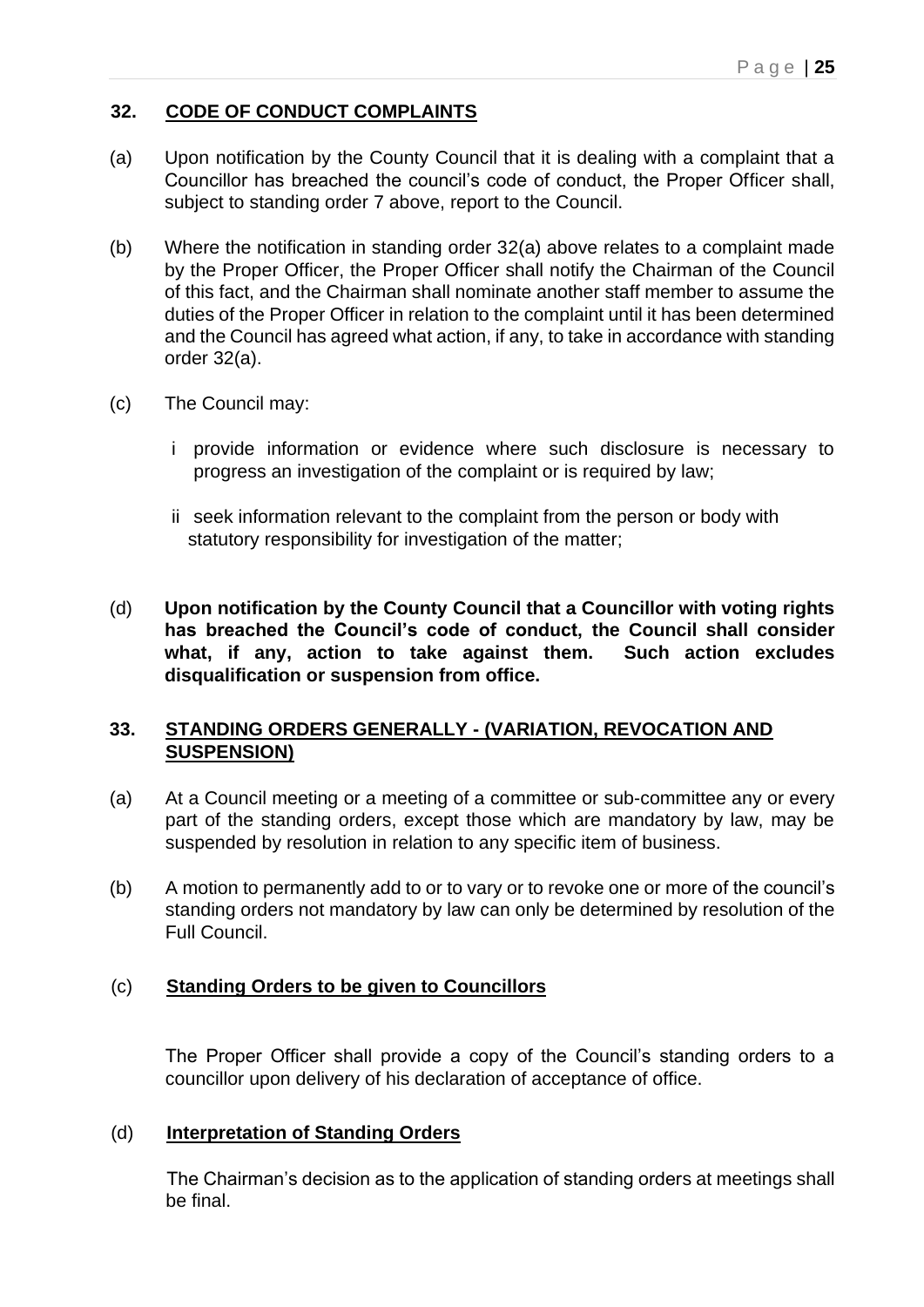## 32. CODE OF CONDUCT COMPLAINTS

(a) Upon notification by the County Council that it is dealing with a complaint that a Councillor has breached the council's code of conduct, the Proper Officer shall, subject to standing order 7 above, report to the Council.

(b) Where the notification in standing order 32(a) above relates to a complaint made by the Proper Officer, the Proper Officer shall notify the Chairman of the Council of this fact, and the Chairman shall nominate another staff member to assume the duties of the Proper Officer in relation to the complaint until it has been determined and the Council has agreed what action, if any, to take in accordance with standing order 32(a).

(c) The Council may:

  i provide information or evidence where such disclosure is necessary to progress an investigation of the complaint or is required by law;

  ii seek information relevant to the complaint from the person or body with statutory responsibility for investigation of the matter;

(d) **Upon notification by the County Council that a Councillor with voting rights has breached the Council's code of conduct, the Council shall consider what, if any, action to take against them. Such action excludes disqualification or suspension from office.**

## 33. STANDING ORDERS GENERALLY - (VARIATION, REVOCATION AND SUSPENSION)

(a) At a Council meeting or a meeting of a committee or sub-committee any or every part of the standing orders, except those which are mandatory by law, may be suspended by resolution in relation to any specific item of business.

(b) A motion to permanently add to or to vary or to revoke one or more of the council's standing orders not mandatory by law can only be determined by resolution of the Full Council.

(c) **Standing Orders to be given to Councillors**

The Proper Officer shall provide a copy of the Council's standing orders to a councillor upon delivery of his declaration of acceptance of office.

(d) **Interpretation of Standing Orders**

The Chairman's decision as to the application of standing orders at meetings shall be final.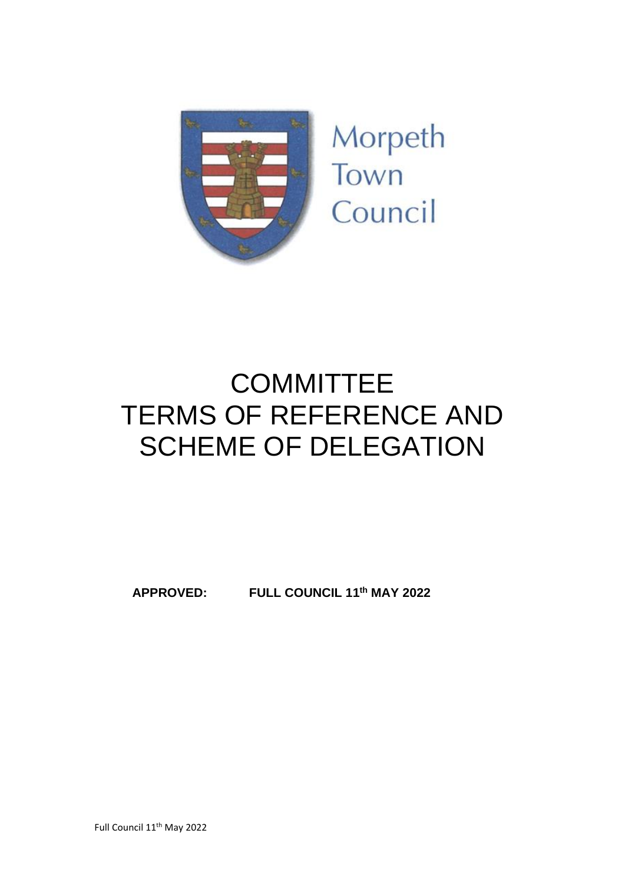Morpeth Town Council

# COMMITTEE TERMS OF REFERENCE AND SCHEME OF DELEGATION

**APPROVED: FULL COUNCIL 11th MAY 2022**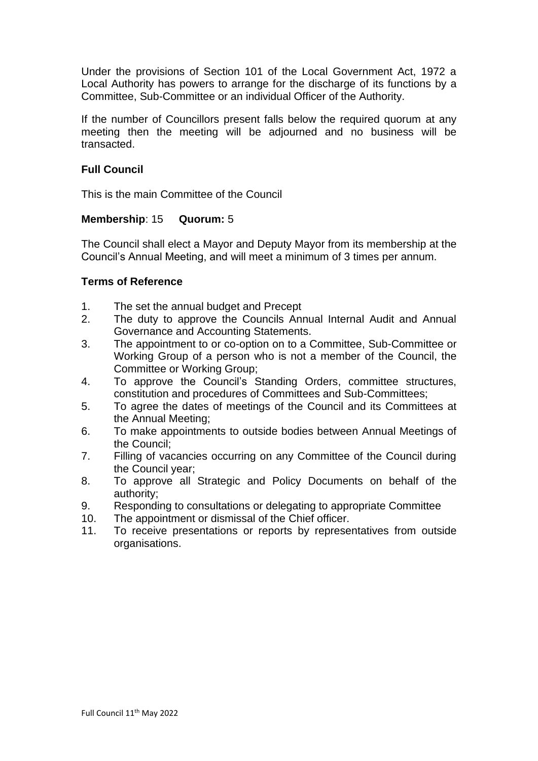Under the provisions of Section 101 of the Local Government Act, 1972 a Local Authority has powers to arrange for the discharge of its functions by a Committee, Sub-Committee or an individual Officer of the Authority.

If the number of Councillors present falls below the required quorum at any meeting then the meeting will be adjourned and no business will be transacted.

## Full Council

This is the main Committee of the Council

**Membership**: 15 **Quorum:** 5

The Council shall elect a Mayor and Deputy Mayor from its membership at the Council's Annual Meeting, and will meet a minimum of 3 times per annum.

### Terms of Reference

1. The set the annual budget and Precept
2. The duty to approve the Councils Annual Internal Audit and Annual Governance and Accounting Statements.
3. The appointment to or co-option on to a Committee, Sub-Committee or Working Group of a person who is not a member of the Council, the Committee or Working Group;
4. To approve the Council's Standing Orders, committee structures, constitution and procedures of Committees and Sub-Committees;
5. To agree the dates of meetings of the Council and its Committees at the Annual Meeting;
6. To make appointments to outside bodies between Annual Meetings of the Council;
7. Filling of vacancies occurring on any Committee of the Council during the Council year;
8. To approve all Strategic and Policy Documents on behalf of the authority;
9. Responding to consultations or delegating to appropriate Committee
10. The appointment or dismissal of the Chief officer.
11. To receive presentations or reports by representatives from outside organisations.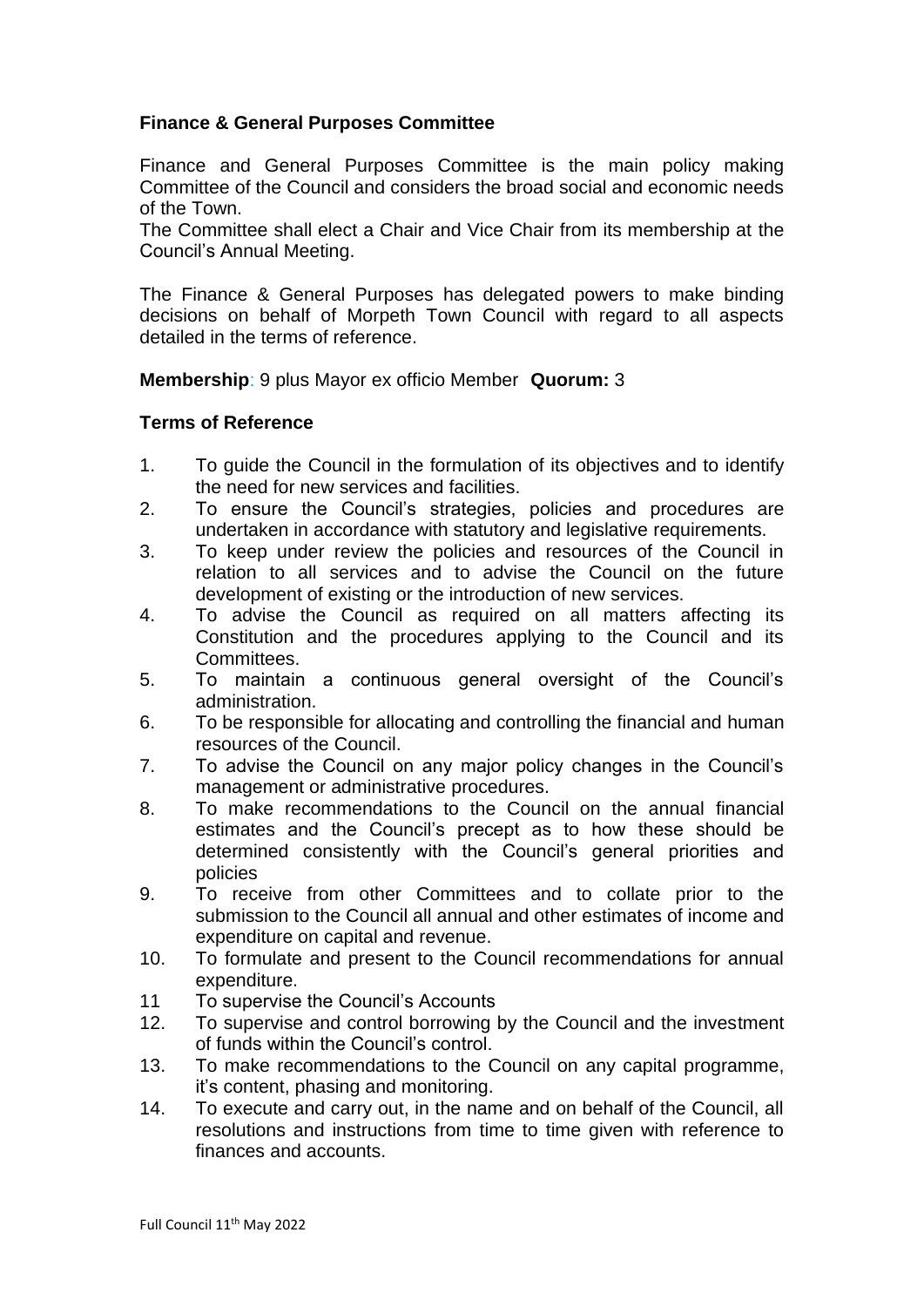**Finance & General Purposes Committee**

Finance and General Purposes Committee is the main policy making Committee of the Council and considers the broad social and economic needs of the Town.

The Committee shall elect a Chair and Vice Chair from its membership at the Council's Annual Meeting.

The Finance & General Purposes has delegated powers to make binding decisions on behalf of Morpeth Town Council with regard to all aspects detailed in the terms of reference.

**Membership**: 9 plus Mayor ex officio Member **Quorum:** 3

**Terms of Reference**

1. To guide the Council in the formulation of its objectives and to identify the need for new services and facilities.
2. To ensure the Council's strategies, policies and procedures are undertaken in accordance with statutory and legislative requirements.
3. To keep under review the policies and resources of the Council in relation to all services and to advise the Council on the future development of existing or the introduction of new services.
4. To advise the Council as required on all matters affecting its Constitution and the procedures applying to the Council and its Committees.
5. To maintain a continuous general oversight of the Council's administration.
6. To be responsible for allocating and controlling the financial and human resources of the Council.
7. To advise the Council on any major policy changes in the Council's management or administrative procedures.
8. To make recommendations to the Council on the annual financial estimates and the Council's precept as to how these should be determined consistently with the Council's general priorities and policies
9. To receive from other Committees and to collate prior to the submission to the Council all annual and other estimates of income and expenditure on capital and revenue.
10. To formulate and present to the Council recommendations for annual expenditure.
11 To supervise the Council's Accounts
12. To supervise and control borrowing by the Council and the investment of funds within the Council's control.
13. To make recommendations to the Council on any capital programme, it's content, phasing and monitoring.
14. To execute and carry out, in the name and on behalf of the Council, all resolutions and instructions from time to time given with reference to finances and accounts.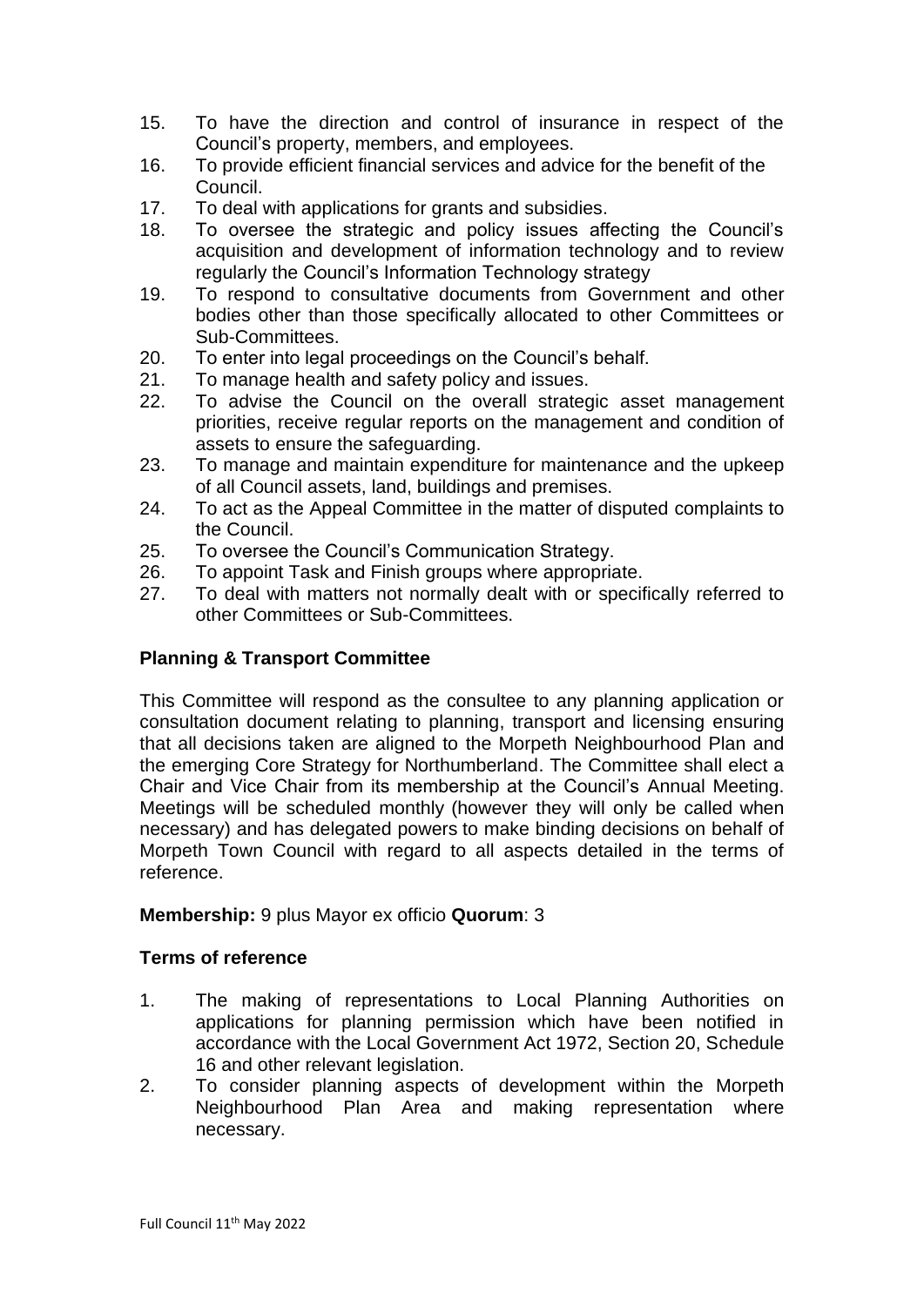15. To have the direction and control of insurance in respect of the Council's property, members, and employees.
16. To provide efficient financial services and advice for the benefit of the Council.
17. To deal with applications for grants and subsidies.
18. To oversee the strategic and policy issues affecting the Council's acquisition and development of information technology and to review regularly the Council's Information Technology strategy
19. To respond to consultative documents from Government and other bodies other than those specifically allocated to other Committees or Sub-Committees.
20. To enter into legal proceedings on the Council's behalf.
21. To manage health and safety policy and issues.
22. To advise the Council on the overall strategic asset management priorities, receive regular reports on the management and condition of assets to ensure the safeguarding.
23. To manage and maintain expenditure for maintenance and the upkeep of all Council assets, land, buildings and premises.
24. To act as the Appeal Committee in the matter of disputed complaints to the Council.
25. To oversee the Council's Communication Strategy.
26. To appoint Task and Finish groups where appropriate.
27. To deal with matters not normally dealt with or specifically referred to other Committees or Sub-Committees.

**Planning & Transport Committee**

This Committee will respond as the consultee to any planning application or consultation document relating to planning, transport and licensing ensuring that all decisions taken are aligned to the Morpeth Neighbourhood Plan and the emerging Core Strategy for Northumberland. The Committee shall elect a Chair and Vice Chair from its membership at the Council's Annual Meeting. Meetings will be scheduled monthly (however they will only be called when necessary) and has delegated powers to make binding decisions on behalf of Morpeth Town Council with regard to all aspects detailed in the terms of reference.

**Membership:** 9 plus Mayor ex officio **Quorum**: 3

**Terms of reference**

1. The making of representations to Local Planning Authorities on applications for planning permission which have been notified in accordance with the Local Government Act 1972, Section 20, Schedule 16 and other relevant legislation.
2. To consider planning aspects of development within the Morpeth Neighbourhood Plan Area and making representation where necessary.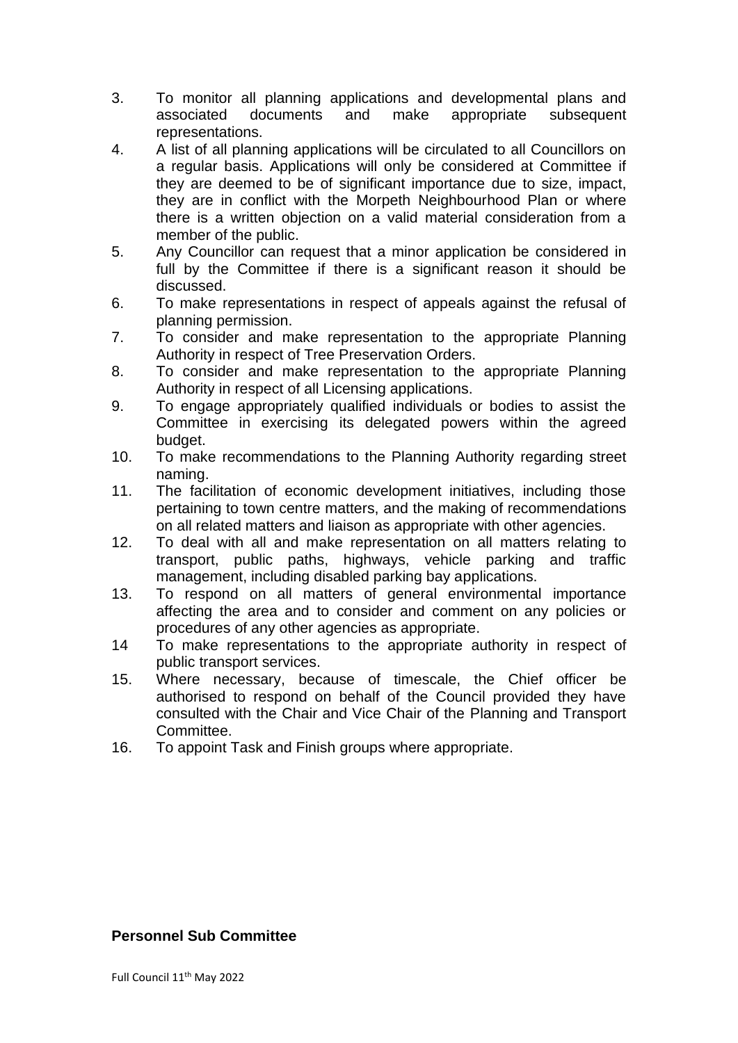3. To monitor all planning applications and developmental plans and associated documents and make appropriate subsequent representations.
4. A list of all planning applications will be circulated to all Councillors on a regular basis. Applications will only be considered at Committee if they are deemed to be of significant importance due to size, impact, they are in conflict with the Morpeth Neighbourhood Plan or where there is a written objection on a valid material consideration from a member of the public.
5. Any Councillor can request that a minor application be considered in full by the Committee if there is a significant reason it should be discussed.
6. To make representations in respect of appeals against the refusal of planning permission.
7. To consider and make representation to the appropriate Planning Authority in respect of Tree Preservation Orders.
8. To consider and make representation to the appropriate Planning Authority in respect of all Licensing applications.
9. To engage appropriately qualified individuals or bodies to assist the Committee in exercising its delegated powers within the agreed budget.
10. To make recommendations to the Planning Authority regarding street naming.
11. The facilitation of economic development initiatives, including those pertaining to town centre matters, and the making of recommendations on all related matters and liaison as appropriate with other agencies.
12. To deal with all and make representation on all matters relating to transport, public paths, highways, vehicle parking and traffic management, including disabled parking bay applications.
13. To respond on all matters of general environmental importance affecting the area and to consider and comment on any policies or procedures of any other agencies as appropriate.
14 To make representations to the appropriate authority in respect of public transport services.
15. Where necessary, because of timescale, the Chief officer be authorised to respond on behalf of the Council provided they have consulted with the Chair and Vice Chair of the Planning and Transport Committee.
16. To appoint Task and Finish groups where appropriate.

**Personnel Sub Committee**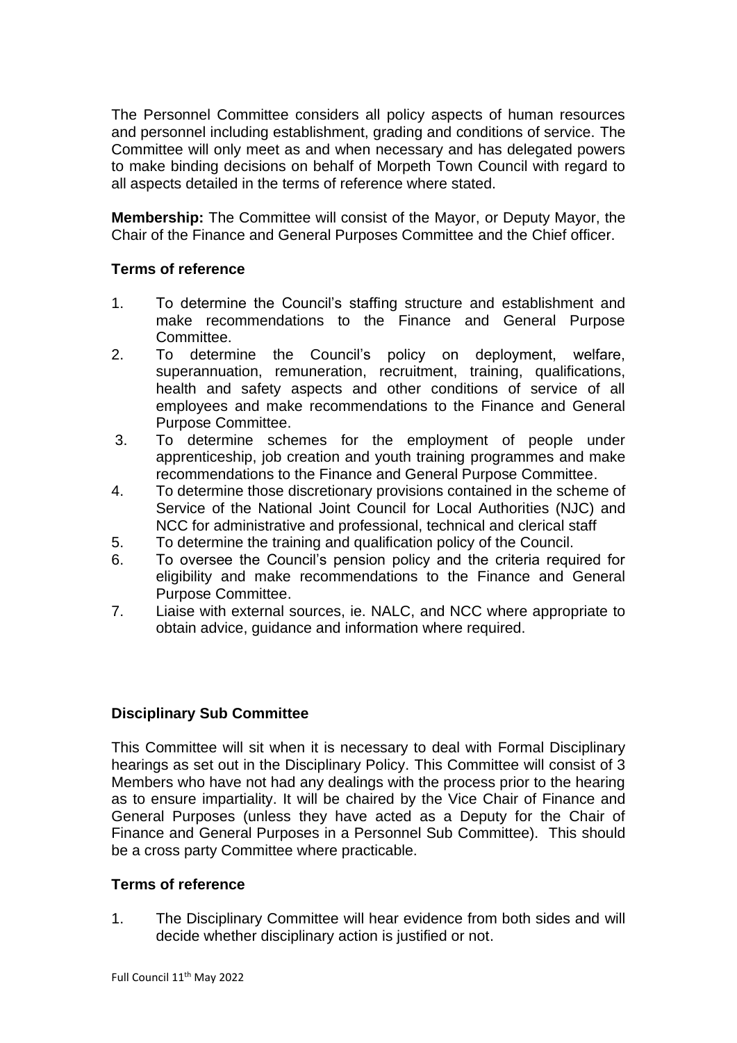The Personnel Committee considers all policy aspects of human resources and personnel including establishment, grading and conditions of service. The Committee will only meet as and when necessary and has delegated powers to make binding decisions on behalf of Morpeth Town Council with regard to all aspects detailed in the terms of reference where stated.

**Membership:** The Committee will consist of the Mayor, or Deputy Mayor, the Chair of the Finance and General Purposes Committee and the Chief officer.

**Terms of reference**

1. To determine the Council's staffing structure and establishment and make recommendations to the Finance and General Purpose Committee.
2. To determine the Council's policy on deployment, welfare, superannuation, remuneration, recruitment, training, qualifications, health and safety aspects and other conditions of service of all employees and make recommendations to the Finance and General Purpose Committee.
3. To determine schemes for the employment of people under apprenticeship, job creation and youth training programmes and make recommendations to the Finance and General Purpose Committee.
4. To determine those discretionary provisions contained in the scheme of Service of the National Joint Council for Local Authorities (NJC) and NCC for administrative and professional, technical and clerical staff
5. To determine the training and qualification policy of the Council.
6. To oversee the Council's pension policy and the criteria required for eligibility and make recommendations to the Finance and General Purpose Committee.
7. Liaise with external sources, ie. NALC, and NCC where appropriate to obtain advice, guidance and information where required.

**Disciplinary Sub Committee**

This Committee will sit when it is necessary to deal with Formal Disciplinary hearings as set out in the Disciplinary Policy. This Committee will consist of 3 Members who have not had any dealings with the process prior to the hearing as to ensure impartiality. It will be chaired by the Vice Chair of Finance and General Purposes (unless they have acted as a Deputy for the Chair of Finance and General Purposes in a Personnel Sub Committee). This should be a cross party Committee where practicable.

**Terms of reference**

1. The Disciplinary Committee will hear evidence from both sides and will decide whether disciplinary action is justified or not.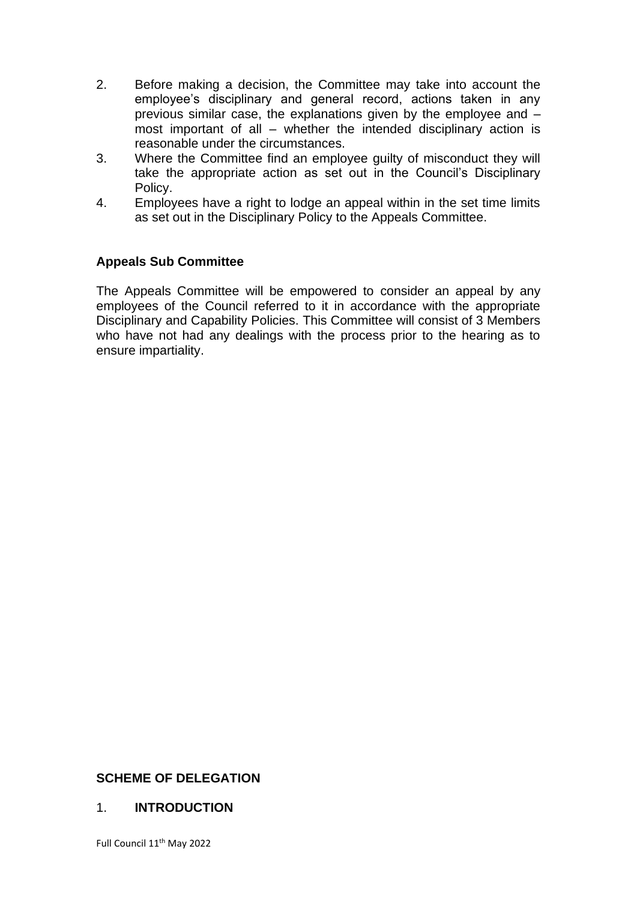2. Before making a decision, the Committee may take into account the employee's disciplinary and general record, actions taken in any previous similar case, the explanations given by the employee and – most important of all – whether the intended disciplinary action is reasonable under the circumstances.
3. Where the Committee find an employee guilty of misconduct they will take the appropriate action as set out in the Council's Disciplinary Policy.
4. Employees have a right to lodge an appeal within in the set time limits as set out in the Disciplinary Policy to the Appeals Committee.

**Appeals Sub Committee**

The Appeals Committee will be empowered to consider an appeal by any employees of the Council referred to it in accordance with the appropriate Disciplinary and Capability Policies. This Committee will consist of 3 Members who have not had any dealings with the process prior to the hearing as to ensure impartiality.

## SCHEME OF DELEGATION

### 1. INTRODUCTION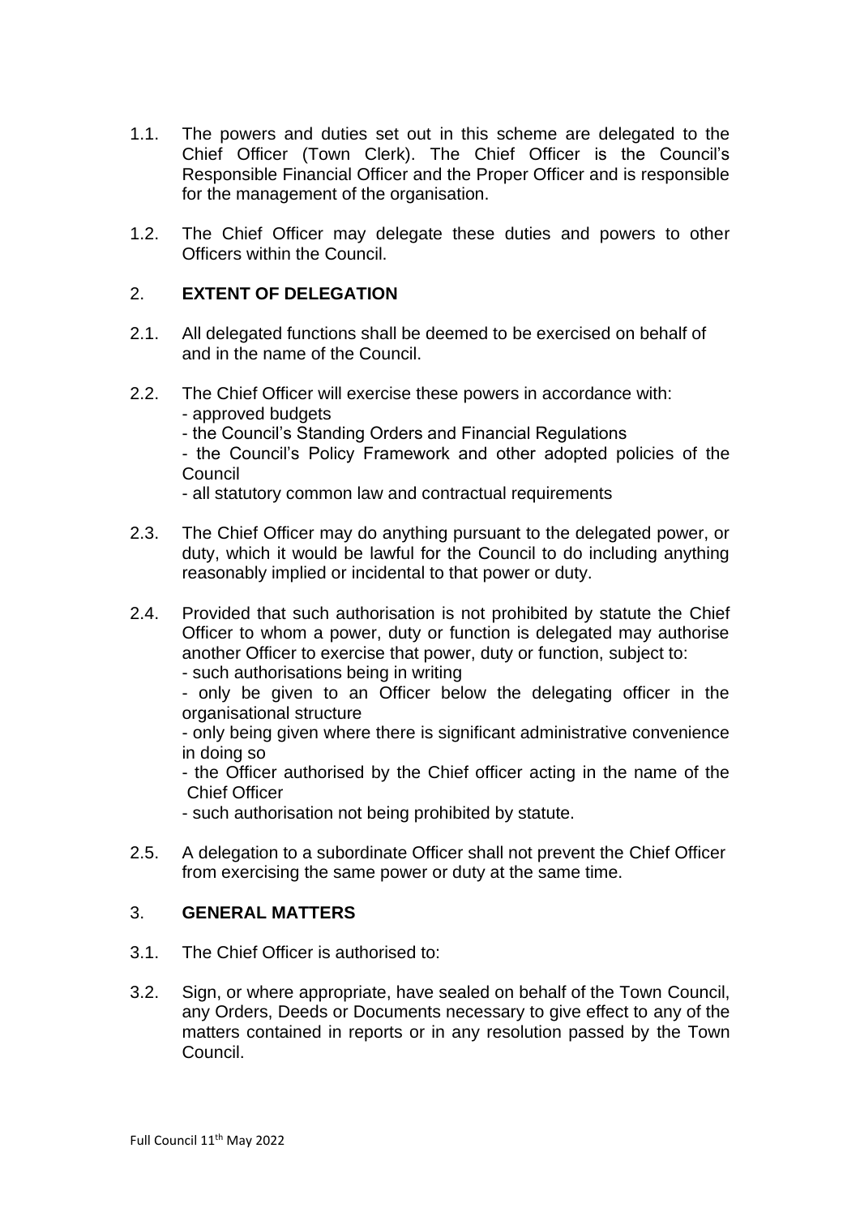1.1. The powers and duties set out in this scheme are delegated to the Chief Officer (Town Clerk). The Chief Officer is the Council's Responsible Financial Officer and the Proper Officer and is responsible for the management of the organisation.

1.2. The Chief Officer may delegate these duties and powers to other Officers within the Council.

## 2. EXTENT OF DELEGATION

2.1. All delegated functions shall be deemed to be exercised on behalf of and in the name of the Council.

2.2. The Chief Officer will exercise these powers in accordance with:
- approved budgets
- the Council's Standing Orders and Financial Regulations
- the Council's Policy Framework and other adopted policies of the Council
- all statutory common law and contractual requirements

2.3. The Chief Officer may do anything pursuant to the delegated power, or duty, which it would be lawful for the Council to do including anything reasonably implied or incidental to that power or duty.

2.4. Provided that such authorisation is not prohibited by statute the Chief Officer to whom a power, duty or function is delegated may authorise another Officer to exercise that power, duty or function, subject to:
- such authorisations being in writing
- only be given to an Officer below the delegating officer in the organisational structure
- only being given where there is significant administrative convenience in doing so
- the Officer authorised by the Chief officer acting in the name of the Chief Officer
- such authorisation not being prohibited by statute.

2.5. A delegation to a subordinate Officer shall not prevent the Chief Officer from exercising the same power or duty at the same time.

## 3. GENERAL MATTERS

3.1. The Chief Officer is authorised to:

3.2. Sign, or where appropriate, have sealed on behalf of the Town Council, any Orders, Deeds or Documents necessary to give effect to any of the matters contained in reports or in any resolution passed by the Town Council.

Full Council 11th May 2022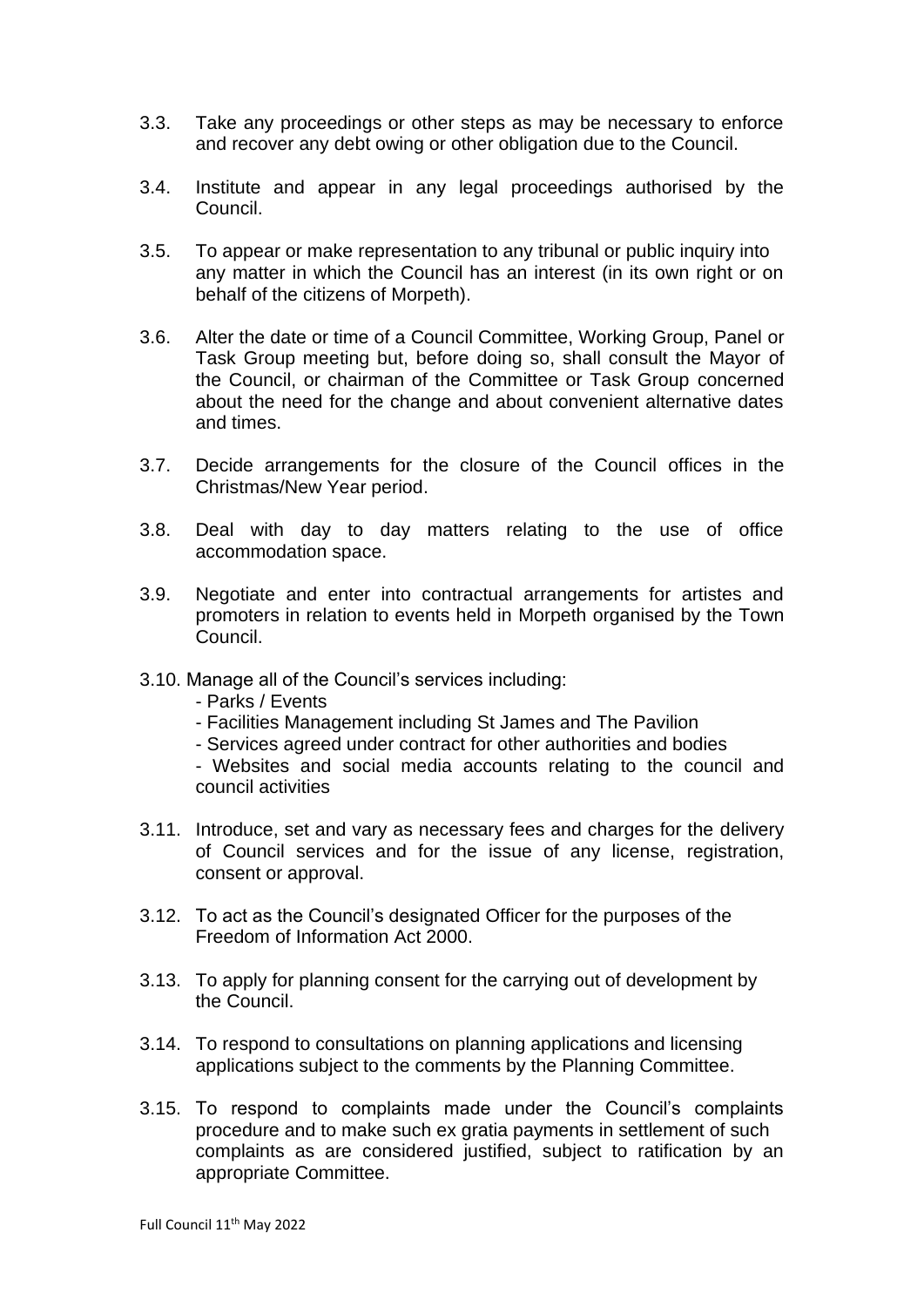3.3. Take any proceedings or other steps as may be necessary to enforce and recover any debt owing or other obligation due to the Council.

3.4. Institute and appear in any legal proceedings authorised by the Council.

3.5. To appear or make representation to any tribunal or public inquiry into any matter in which the Council has an interest (in its own right or on behalf of the citizens of Morpeth).

3.6. Alter the date or time of a Council Committee, Working Group, Panel or Task Group meeting but, before doing so, shall consult the Mayor of the Council, or chairman of the Committee or Task Group concerned about the need for the change and about convenient alternative dates and times.

3.7. Decide arrangements for the closure of the Council offices in the Christmas/New Year period.

3.8. Deal with day to day matters relating to the use of office accommodation space.

3.9. Negotiate and enter into contractual arrangements for artistes and promoters in relation to events held in Morpeth organised by the Town Council.

3.10. Manage all of the Council's services including:
- Parks / Events
- Facilities Management including St James and The Pavilion
- Services agreed under contract for other authorities and bodies
- Websites and social media accounts relating to the council and council activities

3.11. Introduce, set and vary as necessary fees and charges for the delivery of Council services and for the issue of any license, registration, consent or approval.

3.12. To act as the Council's designated Officer for the purposes of the Freedom of Information Act 2000.

3.13. To apply for planning consent for the carrying out of development by the Council.

3.14. To respond to consultations on planning applications and licensing applications subject to the comments by the Planning Committee.

3.15. To respond to complaints made under the Council's complaints procedure and to make such ex gratia payments in settlement of such complaints as are considered justified, subject to ratification by an appropriate Committee.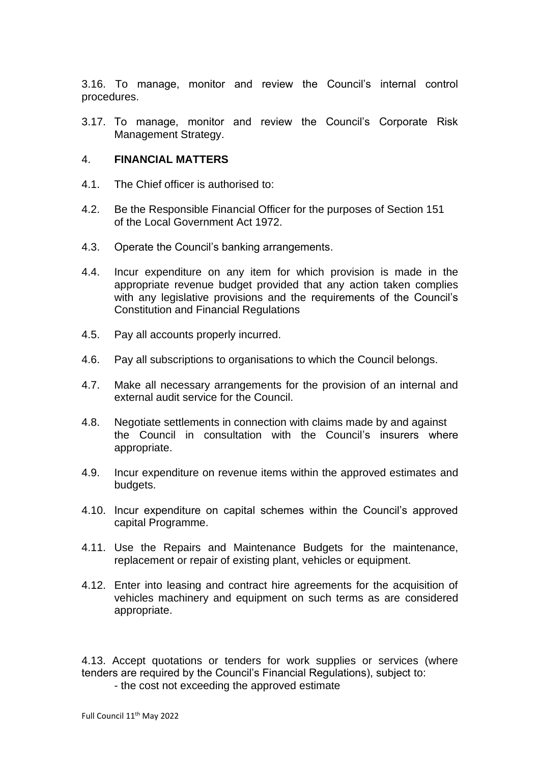3.16. To manage, monitor and review the Council's internal control procedures.

3.17. To manage, monitor and review the Council's Corporate Risk Management Strategy.

## 4. FINANCIAL MATTERS

4.1. The Chief officer is authorised to:

4.2. Be the Responsible Financial Officer for the purposes of Section 151 of the Local Government Act 1972.

4.3. Operate the Council's banking arrangements.

4.4. Incur expenditure on any item for which provision is made in the appropriate revenue budget provided that any action taken complies with any legislative provisions and the requirements of the Council's Constitution and Financial Regulations

4.5. Pay all accounts properly incurred.

4.6. Pay all subscriptions to organisations to which the Council belongs.

4.7. Make all necessary arrangements for the provision of an internal and external audit service for the Council.

4.8. Negotiate settlements in connection with claims made by and against the Council in consultation with the Council's insurers where appropriate.

4.9. Incur expenditure on revenue items within the approved estimates and budgets.

4.10. Incur expenditure on capital schemes within the Council's approved capital Programme.

4.11. Use the Repairs and Maintenance Budgets for the maintenance, replacement or repair of existing plant, vehicles or equipment.

4.12. Enter into leasing and contract hire agreements for the acquisition of vehicles machinery and equipment on such terms as are considered appropriate.

4.13. Accept quotations or tenders for work supplies or services (where tenders are required by the Council's Financial Regulations), subject to:

- the cost not exceeding the approved estimate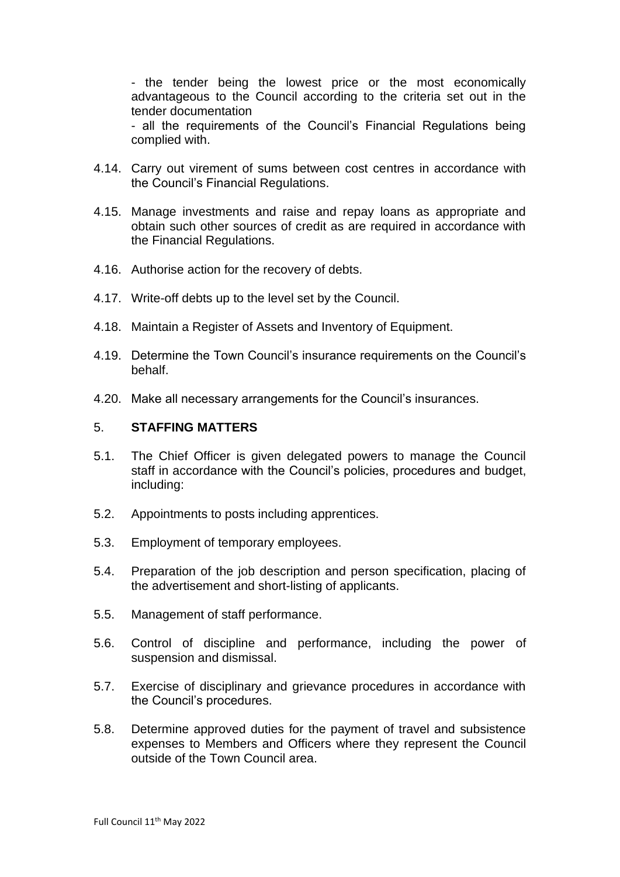- the tender being the lowest price or the most economically advantageous to the Council according to the criteria set out in the tender documentation

- all the requirements of the Council's Financial Regulations being complied with.

4.14. Carry out virement of sums between cost centres in accordance with the Council's Financial Regulations.

4.15. Manage investments and raise and repay loans as appropriate and obtain such other sources of credit as are required in accordance with the Financial Regulations.

4.16. Authorise action for the recovery of debts.

4.17. Write-off debts up to the level set by the Council.

4.18. Maintain a Register of Assets and Inventory of Equipment.

4.19. Determine the Town Council's insurance requirements on the Council's behalf.

4.20. Make all necessary arrangements for the Council's insurances.

## 5. **STAFFING MATTERS**

5.1. The Chief Officer is given delegated powers to manage the Council staff in accordance with the Council's policies, procedures and budget, including:

5.2. Appointments to posts including apprentices.

5.3. Employment of temporary employees.

5.4. Preparation of the job description and person specification, placing of the advertisement and short-listing of applicants.

5.5. Management of staff performance.

5.6. Control of discipline and performance, including the power of suspension and dismissal.

5.7. Exercise of disciplinary and grievance procedures in accordance with the Council's procedures.

5.8. Determine approved duties for the payment of travel and subsistence expenses to Members and Officers where they represent the Council outside of the Town Council area.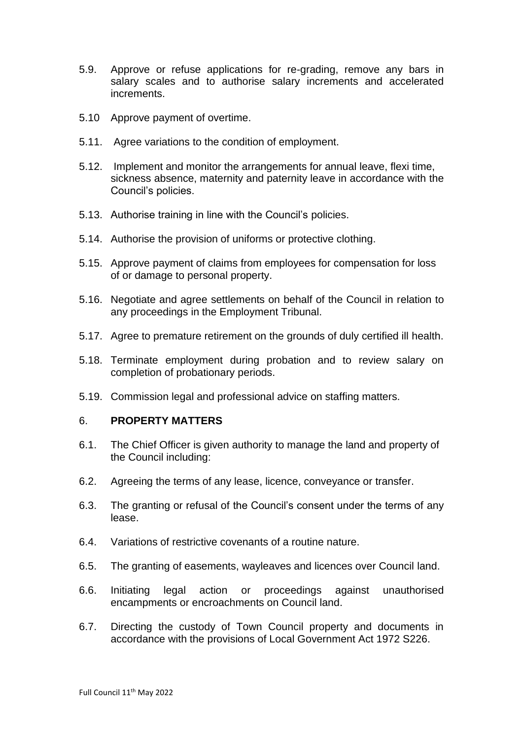5.9. Approve or refuse applications for re-grading, remove any bars in salary scales and to authorise salary increments and accelerated increments.

5.10 Approve payment of overtime.

5.11. Agree variations to the condition of employment.

5.12. Implement and monitor the arrangements for annual leave, flexi time, sickness absence, maternity and paternity leave in accordance with the Council's policies.

5.13. Authorise training in line with the Council's policies.

5.14. Authorise the provision of uniforms or protective clothing.

5.15. Approve payment of claims from employees for compensation for loss of or damage to personal property.

5.16. Negotiate and agree settlements on behalf of the Council in relation to any proceedings in the Employment Tribunal.

5.17. Agree to premature retirement on the grounds of duly certified ill health.

5.18. Terminate employment during probation and to review salary on completion of probationary periods.

5.19. Commission legal and professional advice on staffing matters.

6. **PROPERTY MATTERS**

6.1. The Chief Officer is given authority to manage the land and property of the Council including:

6.2. Agreeing the terms of any lease, licence, conveyance or transfer.

6.3. The granting or refusal of the Council's consent under the terms of any lease.

6.4. Variations of restrictive covenants of a routine nature.

6.5. The granting of easements, wayleaves and licences over Council land.

6.6. Initiating legal action or proceedings against unauthorised encampments or encroachments on Council land.

6.7. Directing the custody of Town Council property and documents in accordance with the provisions of Local Government Act 1972 S226.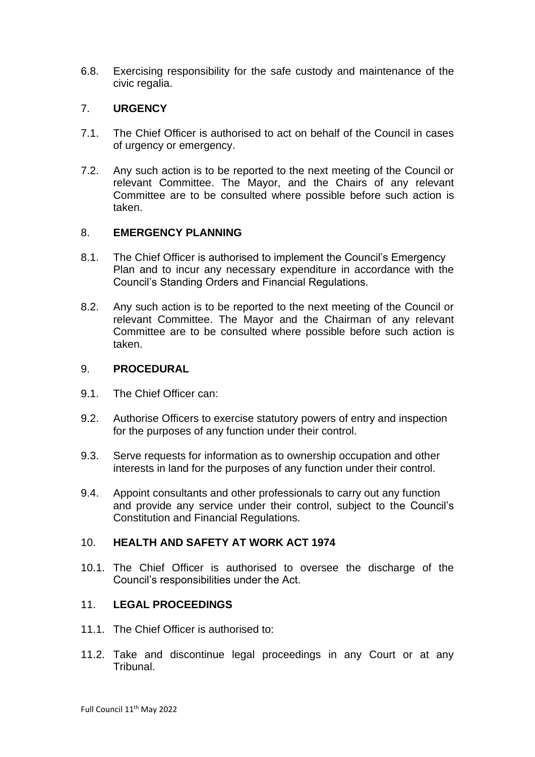6.8. Exercising responsibility for the safe custody and maintenance of the civic regalia.

## 7. URGENCY

7.1. The Chief Officer is authorised to act on behalf of the Council in cases of urgency or emergency.

7.2. Any such action is to be reported to the next meeting of the Council or relevant Committee. The Mayor, and the Chairs of any relevant Committee are to be consulted where possible before such action is taken.

## 8. EMERGENCY PLANNING

8.1. The Chief Officer is authorised to implement the Council's Emergency Plan and to incur any necessary expenditure in accordance with the Council's Standing Orders and Financial Regulations.

8.2. Any such action is to be reported to the next meeting of the Council or relevant Committee. The Mayor and the Chairman of any relevant Committee are to be consulted where possible before such action is taken.

## 9. PROCEDURAL

9.1. The Chief Officer can:

9.2. Authorise Officers to exercise statutory powers of entry and inspection for the purposes of any function under their control.

9.3. Serve requests for information as to ownership occupation and other interests in land for the purposes of any function under their control.

9.4. Appoint consultants and other professionals to carry out any function and provide any service under their control, subject to the Council's Constitution and Financial Regulations.

## 10. HEALTH AND SAFETY AT WORK ACT 1974

10.1. The Chief Officer is authorised to oversee the discharge of the Council's responsibilities under the Act.

## 11. LEGAL PROCEEDINGS

11.1. The Chief Officer is authorised to:

11.2. Take and discontinue legal proceedings in any Court or at any Tribunal.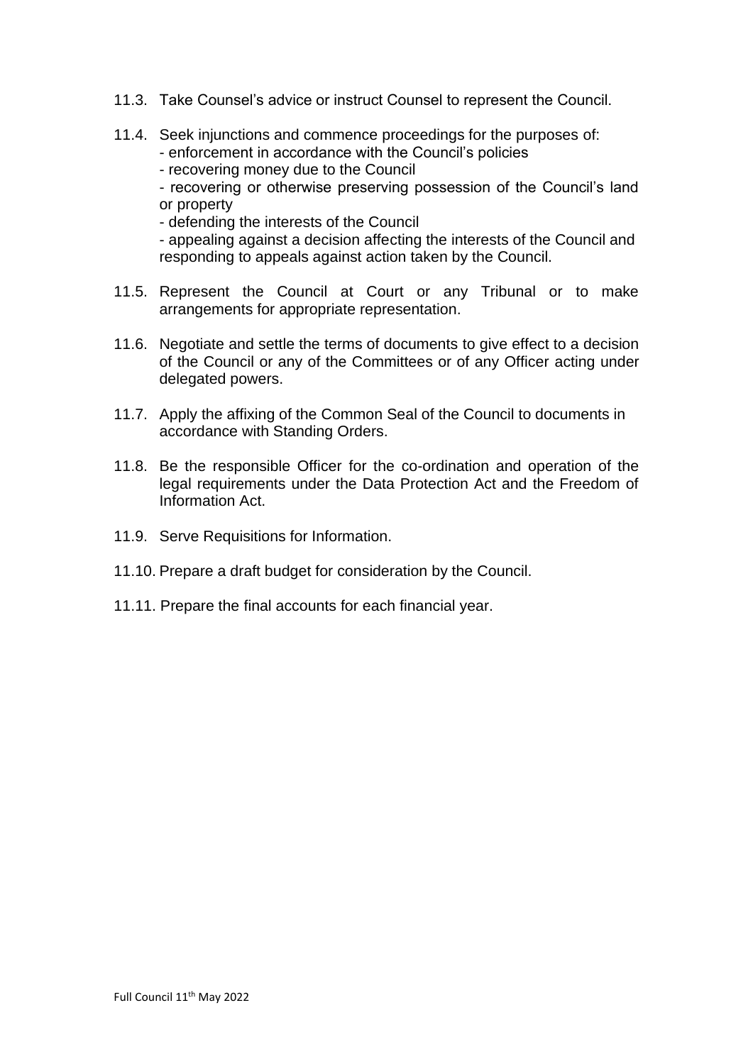11.3. Take Counsel's advice or instruct Counsel to represent the Council.

11.4. Seek injunctions and commence proceedings for the purposes of:
- enforcement in accordance with the Council's policies
- recovering money due to the Council
- recovering or otherwise preserving possession of the Council's land or property
- defending the interests of the Council
- appealing against a decision affecting the interests of the Council and responding to appeals against action taken by the Council.

11.5. Represent the Council at Court or any Tribunal or to make arrangements for appropriate representation.

11.6. Negotiate and settle the terms of documents to give effect to a decision of the Council or any of the Committees or of any Officer acting under delegated powers.

11.7. Apply the affixing of the Common Seal of the Council to documents in accordance with Standing Orders.

11.8. Be the responsible Officer for the co-ordination and operation of the legal requirements under the Data Protection Act and the Freedom of Information Act.

11.9. Serve Requisitions for Information.

11.10. Prepare a draft budget for consideration by the Council.

11.11. Prepare the final accounts for each financial year.